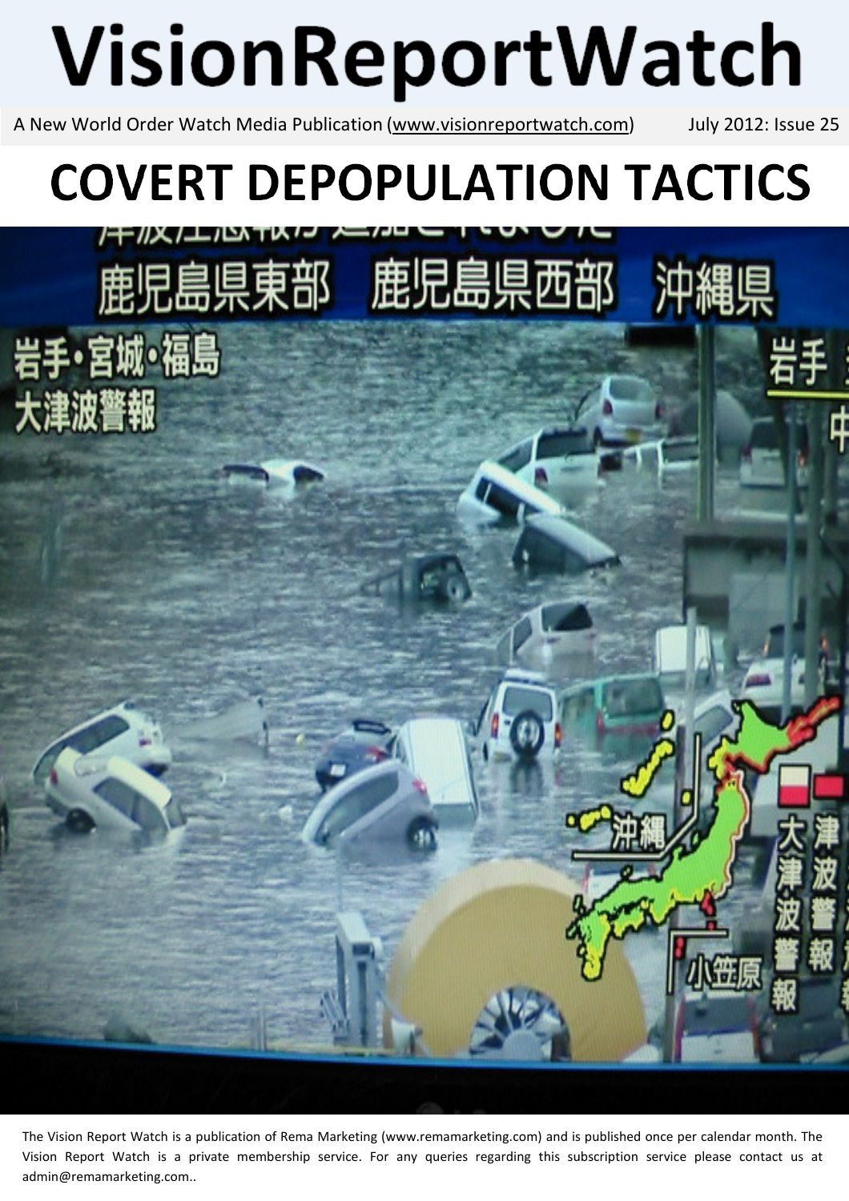# VisionReportWatch

A New World Order Watch Media Publication (www.visionreportwatch.com) July 2012: Issue 25

# COVERT DEPOPULATION TACTICS

The Vision Report Watch is a publication of Rema Marketing (www.remamarketing.com) and is published once per calendar month. The Vision Report Watch is a private membership service. For any queries regarding this subscription service please contact us at admin@remamarketing.com..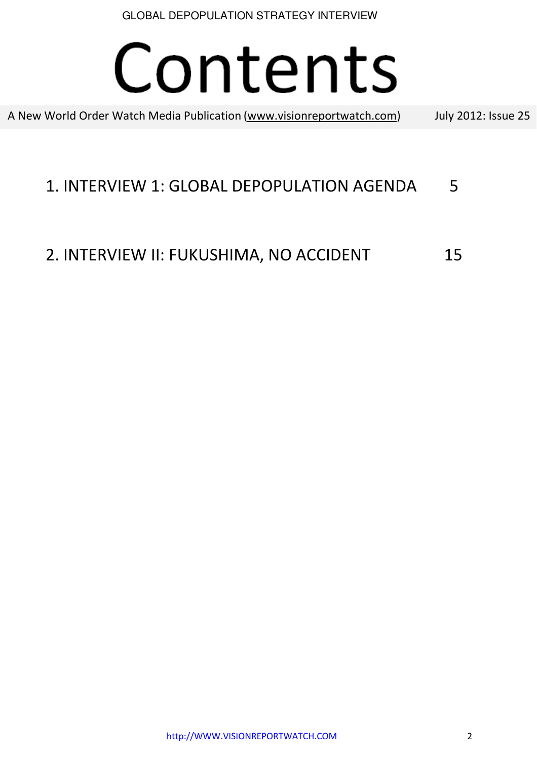# Contents

A New World Order Watch Media Publication (www.visionreportwatch.com) July 2012: Issue 25

1. INTERVIEW 1: GLOBAL DEPOPULATION AGENDA 5

2. INTERVIEW II: FUKUSHIMA, NO ACCIDENT 15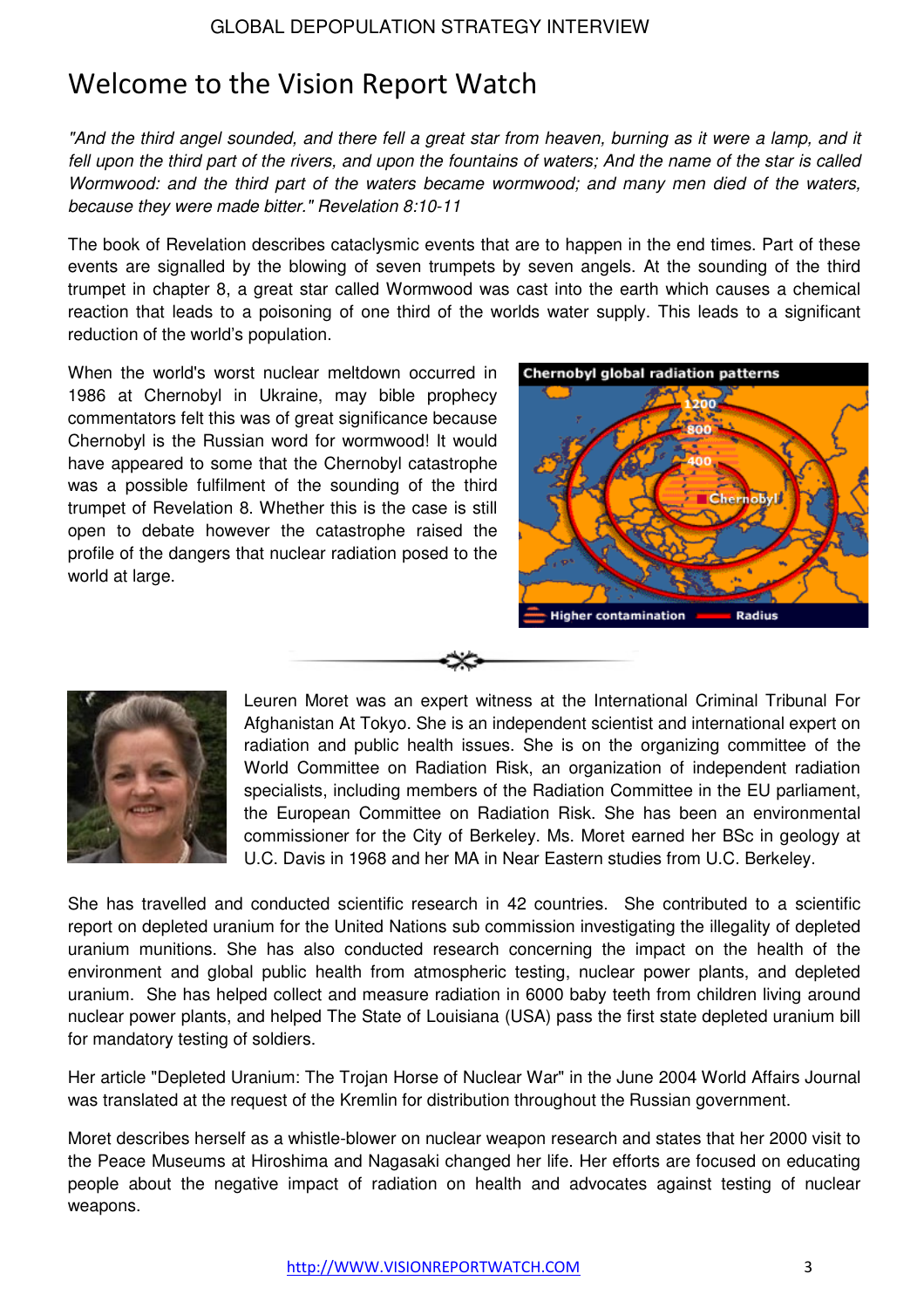# Welcome to the Vision Report Watch

*"And the third angel sounded, and there fell a great star from heaven, burning as it were a lamp, and it fell upon the third part of the rivers, and upon the fountains of waters; And the name of the star is called Wormwood: and the third part of the waters became wormwood; and many men died of the waters, because they were made bitter." Revelation 8:10-11*

The book of Revelation describes cataclysmic events that are to happen in the end times. Part of these events are signalled by the blowing of seven trumpets by seven angels. At the sounding of the third trumpet in chapter 8, a great star called Wormwood was cast into the earth which causes a chemical reaction that leads to a poisoning of one third of the worlds water supply. This leads to a significant reduction of the world's population.

When the world's worst nuclear meltdown occurred in 1986 at Chernobyl in Ukraine, may bible prophecy commentators felt this was of great significance because Chernobyl is the Russian word for wormwood! It would have appeared to some that the Chernobyl catastrophe was a possible fulfilment of the sounding of the third trumpet of Revelation 8. Whether this is the case is still open to debate however the catastrophe raised the profile of the dangers that nuclear radiation posed to the world at large.

Chernobyl global radiation patterns

Leuren Moret was an expert witness at the International Criminal Tribunal For Afghanistan At Tokyo. She is an independent scientist and international expert on radiation and public health issues. She is on the organizing committee of the World Committee on Radiation Risk, an organization of independent radiation specialists, including members of the Radiation Committee in the EU parliament, the European Committee on Radiation Risk. She has been an environmental commissioner for the City of Berkeley. Ms. Moret earned her BSc in geology at U.C. Davis in 1968 and her MA in Near Eastern studies from U.C. Berkeley.

She has travelled and conducted scientific research in 42 countries. She contributed to a scientific report on depleted uranium for the United Nations sub commission investigating the illegality of depleted uranium munitions. She has also conducted research concerning the impact on the health of the environment and global public health from atmospheric testing, nuclear power plants, and depleted uranium. She has helped collect and measure radiation in 6000 baby teeth from children living around nuclear power plants, and helped The State of Louisiana (USA) pass the first state depleted uranium bill for mandatory testing of soldiers.

Her article "Depleted Uranium: The Trojan Horse of Nuclear War" in the June 2004 World Affairs Journal was translated at the request of the Kremlin for distribution throughout the Russian government.

Moret describes herself as a whistle-blower on nuclear weapon research and states that her 2000 visit to the Peace Museums at Hiroshima and Nagasaki changed her life. Her efforts are focused on educating people about the negative impact of radiation on health and advocates against testing of nuclear weapons.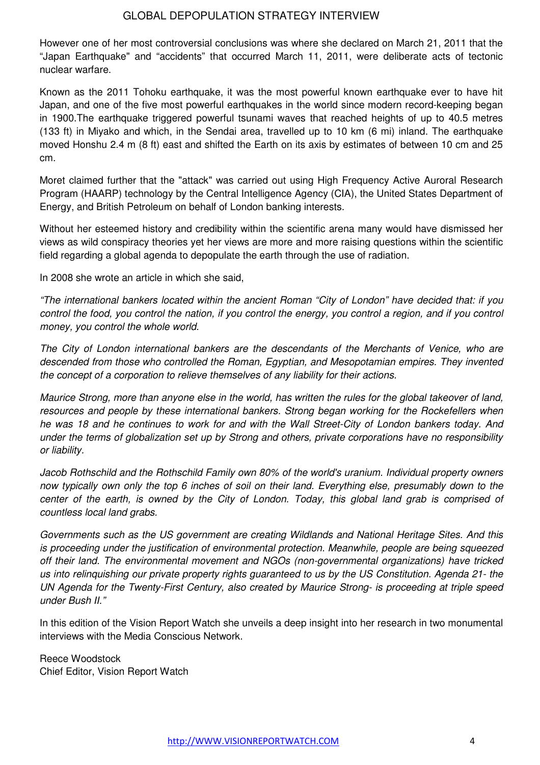However one of her most controversial conclusions was where she declared on March 21, 2011 that the "Japan Earthquake" and "accidents" that occurred March 11, 2011, were deliberate acts of tectonic nuclear warfare.

Known as the 2011 Tohoku earthquake, it was the most powerful known earthquake ever to have hit Japan, and one of the five most powerful earthquakes in the world since modern record-keeping began in 1900.The earthquake triggered powerful tsunami waves that reached heights of up to 40.5 metres (133 ft) in Miyako and which, in the Sendai area, travelled up to 10 km (6 mi) inland. The earthquake moved Honshu 2.4 m (8 ft) east and shifted the Earth on its axis by estimates of between 10 cm and 25 cm.

Moret claimed further that the "attack" was carried out using High Frequency Active Auroral Research Program (HAARP) technology by the Central Intelligence Agency (CIA), the United States Department of Energy, and British Petroleum on behalf of London banking interests.

Without her esteemed history and credibility within the scientific arena many would have dismissed her views as wild conspiracy theories yet her views are more and more raising questions within the scientific field regarding a global agenda to depopulate the earth through the use of radiation.

In 2008 she wrote an article in which she said,

*"The international bankers located within the ancient Roman "City of London" have decided that: if you control the food, you control the nation, if you control the energy, you control a region, and if you control money, you control the whole world.*

*The City of London international bankers are the descendants of the Merchants of Venice, who are descended from those who controlled the Roman, Egyptian, and Mesopotamian empires. They invented the concept of a corporation to relieve themselves of any liability for their actions.*

*Maurice Strong, more than anyone else in the world, has written the rules for the global takeover of land, resources and people by these international bankers. Strong began working for the Rockefellers when he was 18 and he continues to work for and with the Wall Street-City of London bankers today. And under the terms of globalization set up by Strong and others, private corporations have no responsibility or liability.*

*Jacob Rothschild and the Rothschild Family own 80% of the world's uranium. Individual property owners now typically own only the top 6 inches of soil on their land. Everything else, presumably down to the center of the earth, is owned by the City of London. Today, this global land grab is comprised of countless local land grabs.*

*Governments such as the US government are creating Wildlands and National Heritage Sites. And this is proceeding under the justification of environmental protection. Meanwhile, people are being squeezed off their land. The environmental movement and NGOs (non-governmental organizations) have tricked us into relinquishing our private property rights guaranteed to us by the US Constitution. Agenda 21- the UN Agenda for the Twenty-First Century, also created by Maurice Strong- is proceeding at triple speed under Bush II."*

In this edition of the Vision Report Watch she unveils a deep insight into her research in two monumental interviews with the Media Conscious Network.

Reece Woodstock
Chief Editor, Vision Report Watch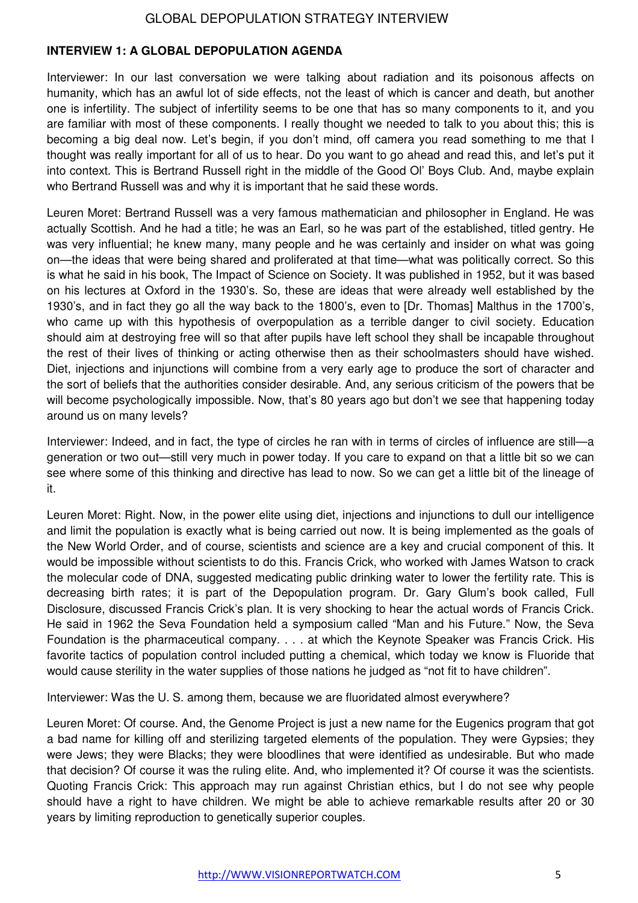## INTERVIEW 1: A GLOBAL DEPOPULATION AGENDA

Interviewer: In our last conversation we were talking about radiation and its poisonous affects on humanity, which has an awful lot of side effects, not the least of which is cancer and death, but another one is infertility. The subject of infertility seems to be one that has so many components to it, and you are familiar with most of these components. I really thought we needed to talk to you about this; this is becoming a big deal now. Let's begin, if you don't mind, off camera you read something to me that I thought was really important for all of us to hear. Do you want to go ahead and read this, and let's put it into context. This is Bertrand Russell right in the middle of the Good Ol' Boys Club. And, maybe explain who Bertrand Russell was and why it is important that he said these words.

Leuren Moret: Bertrand Russell was a very famous mathematician and philosopher in England. He was actually Scottish. And he had a title; he was an Earl, so he was part of the established, titled gentry. He was very influential; he knew many, many people and he was certainly and insider on what was going on—the ideas that were being shared and proliferated at that time—what was politically correct. So this is what he said in his book, The Impact of Science on Society. It was published in 1952, but it was based on his lectures at Oxford in the 1930's. So, these are ideas that were already well established by the 1930's, and in fact they go all the way back to the 1800's, even to [Dr. Thomas] Malthus in the 1700's, who came up with this hypothesis of overpopulation as a terrible danger to civil society. Education should aim at destroying free will so that after pupils have left school they shall be incapable throughout the rest of their lives of thinking or acting otherwise then as their schoolmasters should have wished. Diet, injections and injunctions will combine from a very early age to produce the sort of character and the sort of beliefs that the authorities consider desirable. And, any serious criticism of the powers that be will become psychologically impossible. Now, that's 80 years ago but don't we see that happening today around us on many levels?

Interviewer: Indeed, and in fact, the type of circles he ran with in terms of circles of influence are still—a generation or two out—still very much in power today. If you care to expand on that a little bit so we can see where some of this thinking and directive has lead to now. So we can get a little bit of the lineage of it.

Leuren Moret: Right. Now, in the power elite using diet, injections and injunctions to dull our intelligence and limit the population is exactly what is being carried out now. It is being implemented as the goals of the New World Order, and of course, scientists and science are a key and crucial component of this. It would be impossible without scientists to do this. Francis Crick, who worked with James Watson to crack the molecular code of DNA, suggested medicating public drinking water to lower the fertility rate. This is decreasing birth rates; it is part of the Depopulation program. Dr. Gary Glum's book called, Full Disclosure, discussed Francis Crick's plan. It is very shocking to hear the actual words of Francis Crick. He said in 1962 the Seva Foundation held a symposium called "Man and his Future." Now, the Seva Foundation is the pharmaceutical company. . . . at which the Keynote Speaker was Francis Crick. His favorite tactics of population control included putting a chemical, which today we know is Fluoride that would cause sterility in the water supplies of those nations he judged as "not fit to have children".

Interviewer: Was the U. S. among them, because we are fluoridated almost everywhere?

Leuren Moret: Of course. And, the Genome Project is just a new name for the Eugenics program that got a bad name for killing off and sterilizing targeted elements of the population. They were Gypsies; they were Jews; they were Blacks; they were bloodlines that were identified as undesirable. But who made that decision? Of course it was the ruling elite. And, who implemented it? Of course it was the scientists. Quoting Francis Crick: This approach may run against Christian ethics, but I do not see why people should have a right to have children. We might be able to achieve remarkable results after 20 or 30 years by limiting reproduction to genetically superior couples.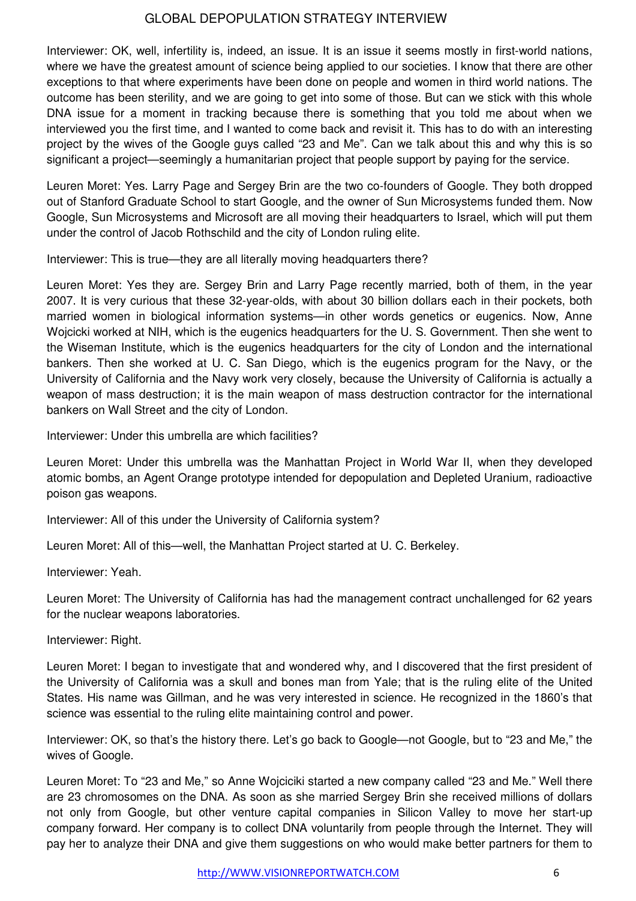Interviewer: OK, well, infertility is, indeed, an issue. It is an issue it seems mostly in first-world nations, where we have the greatest amount of science being applied to our societies. I know that there are other exceptions to that where experiments have been done on people and women in third world nations. The outcome has been sterility, and we are going to get into some of those. But can we stick with this whole DNA issue for a moment in tracking because there is something that you told me about when we interviewed you the first time, and I wanted to come back and revisit it. This has to do with an interesting project by the wives of the Google guys called "23 and Me". Can we talk about this and why this is so significant a project—seemingly a humanitarian project that people support by paying for the service.

Leuren Moret: Yes. Larry Page and Sergey Brin are the two co-founders of Google. They both dropped out of Stanford Graduate School to start Google, and the owner of Sun Microsystems funded them. Now Google, Sun Microsystems and Microsoft are all moving their headquarters to Israel, which will put them under the control of Jacob Rothschild and the city of London ruling elite.

Interviewer: This is true—they are all literally moving headquarters there?

Leuren Moret: Yes they are. Sergey Brin and Larry Page recently married, both of them, in the year 2007. It is very curious that these 32-year-olds, with about 30 billion dollars each in their pockets, both married women in biological information systems—in other words genetics or eugenics. Now, Anne Wojcicki worked at NIH, which is the eugenics headquarters for the U. S. Government. Then she went to the Wiseman Institute, which is the eugenics headquarters for the city of London and the international bankers. Then she worked at U. C. San Diego, which is the eugenics program for the Navy, or the University of California and the Navy work very closely, because the University of California is actually a weapon of mass destruction; it is the main weapon of mass destruction contractor for the international bankers on Wall Street and the city of London.

Interviewer: Under this umbrella are which facilities?

Leuren Moret: Under this umbrella was the Manhattan Project in World War II, when they developed atomic bombs, an Agent Orange prototype intended for depopulation and Depleted Uranium, radioactive poison gas weapons.

Interviewer: All of this under the University of California system?

Leuren Moret: All of this—well, the Manhattan Project started at U. C. Berkeley.

Interviewer: Yeah.

Leuren Moret: The University of California has had the management contract unchallenged for 62 years for the nuclear weapons laboratories.

Interviewer: Right.

Leuren Moret: I began to investigate that and wondered why, and I discovered that the first president of the University of California was a skull and bones man from Yale; that is the ruling elite of the United States. His name was Gillman, and he was very interested in science. He recognized in the 1860's that science was essential to the ruling elite maintaining control and power.

Interviewer: OK, so that's the history there. Let's go back to Google—not Google, but to "23 and Me," the wives of Google.

Leuren Moret: To "23 and Me," so Anne Wojciciki started a new company called "23 and Me." Well there are 23 chromosomes on the DNA. As soon as she married Sergey Brin she received millions of dollars not only from Google, but other venture capital companies in Silicon Valley to move her start-up company forward. Her company is to collect DNA voluntarily from people through the Internet. They will pay her to analyze their DNA and give them suggestions on who would make better partners for them to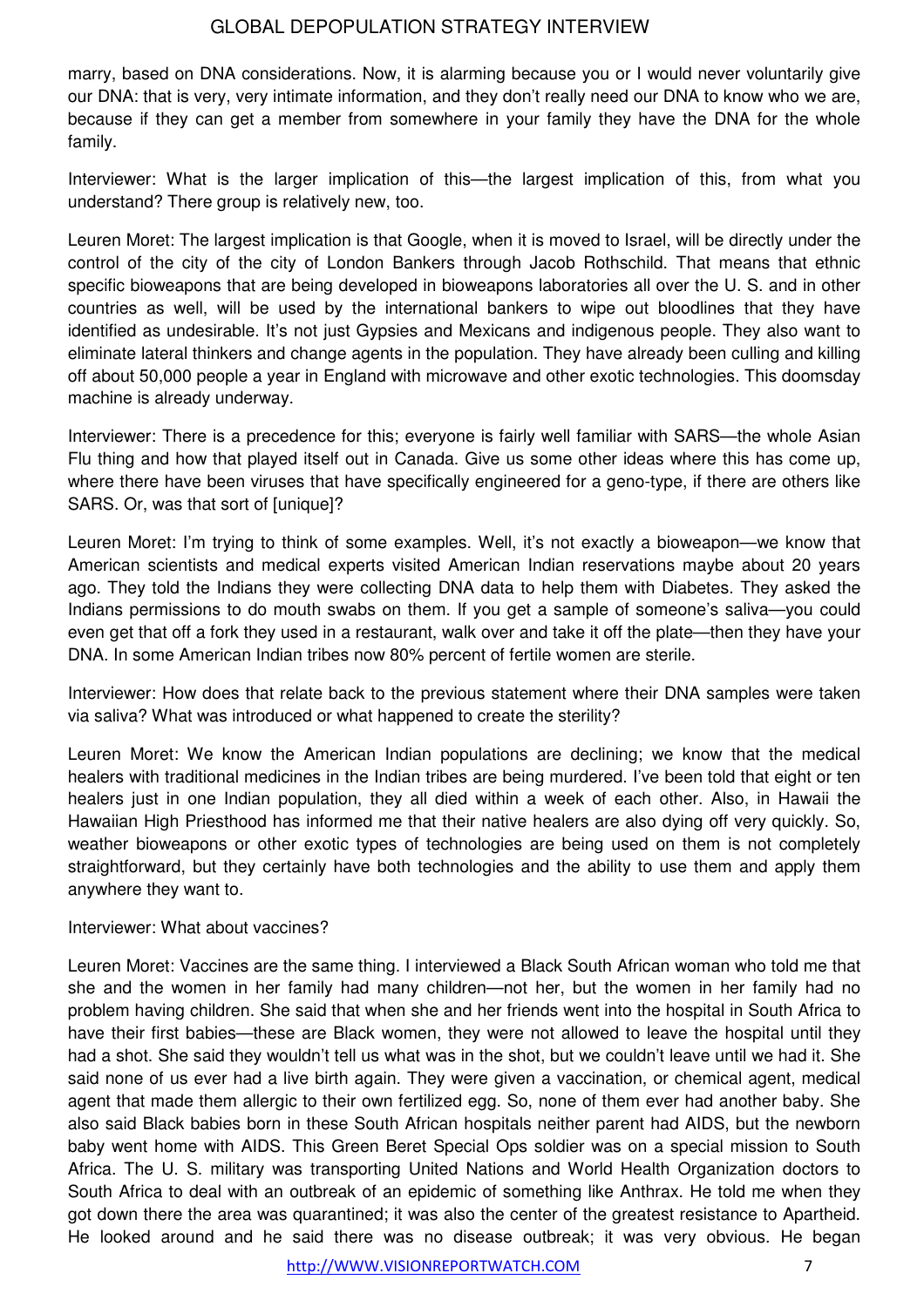marry, based on DNA considerations. Now, it is alarming because you or I would never voluntarily give our DNA: that is very, very intimate information, and they don't really need our DNA to know who we are, because if they can get a member from somewhere in your family they have the DNA for the whole family.

Interviewer: What is the larger implication of this—the largest implication of this, from what you understand? There group is relatively new, too.

Leuren Moret: The largest implication is that Google, when it is moved to Israel, will be directly under the control of the city of the city of London Bankers through Jacob Rothschild. That means that ethnic specific bioweapons that are being developed in bioweapons laboratories all over the U. S. and in other countries as well, will be used by the international bankers to wipe out bloodlines that they have identified as undesirable. It's not just Gypsies and Mexicans and indigenous people. They also want to eliminate lateral thinkers and change agents in the population. They have already been culling and killing off about 50,000 people a year in England with microwave and other exotic technologies. This doomsday machine is already underway.

Interviewer: There is a precedence for this; everyone is fairly well familiar with SARS—the whole Asian Flu thing and how that played itself out in Canada. Give us some other ideas where this has come up, where there have been viruses that have specifically engineered for a geno-type, if there are others like SARS. Or, was that sort of [unique]?

Leuren Moret: I'm trying to think of some examples. Well, it's not exactly a bioweapon—we know that American scientists and medical experts visited American Indian reservations maybe about 20 years ago. They told the Indians they were collecting DNA data to help them with Diabetes. They asked the Indians permissions to do mouth swabs on them. If you get a sample of someone's saliva—you could even get that off a fork they used in a restaurant, walk over and take it off the plate—then they have your DNA. In some American Indian tribes now 80% percent of fertile women are sterile.

Interviewer: How does that relate back to the previous statement where their DNA samples were taken via saliva? What was introduced or what happened to create the sterility?

Leuren Moret: We know the American Indian populations are declining; we know that the medical healers with traditional medicines in the Indian tribes are being murdered. I've been told that eight or ten healers just in one Indian population, they all died within a week of each other. Also, in Hawaii the Hawaiian High Priesthood has informed me that their native healers are also dying off very quickly. So, weather bioweapons or other exotic types of technologies are being used on them is not completely straightforward, but they certainly have both technologies and the ability to use them and apply them anywhere they want to.

Interviewer: What about vaccines?

Leuren Moret: Vaccines are the same thing. I interviewed a Black South African woman who told me that she and the women in her family had many children—not her, but the women in her family had no problem having children. She said that when she and her friends went into the hospital in South Africa to have their first babies—these are Black women, they were not allowed to leave the hospital until they had a shot. She said they wouldn't tell us what was in the shot, but we couldn't leave until we had it. She said none of us ever had a live birth again. They were given a vaccination, or chemical agent, medical agent that made them allergic to their own fertilized egg. So, none of them ever had another baby. She also said Black babies born in these South African hospitals neither parent had AIDS, but the newborn baby went home with AIDS. This Green Beret Special Ops soldier was on a special mission to South Africa. The U. S. military was transporting United Nations and World Health Organization doctors to South Africa to deal with an outbreak of an epidemic of something like Anthrax. He told me when they got down there the area was quarantined; it was also the center of the greatest resistance to Apartheid. He looked around and he said there was no disease outbreak; it was very obvious. He began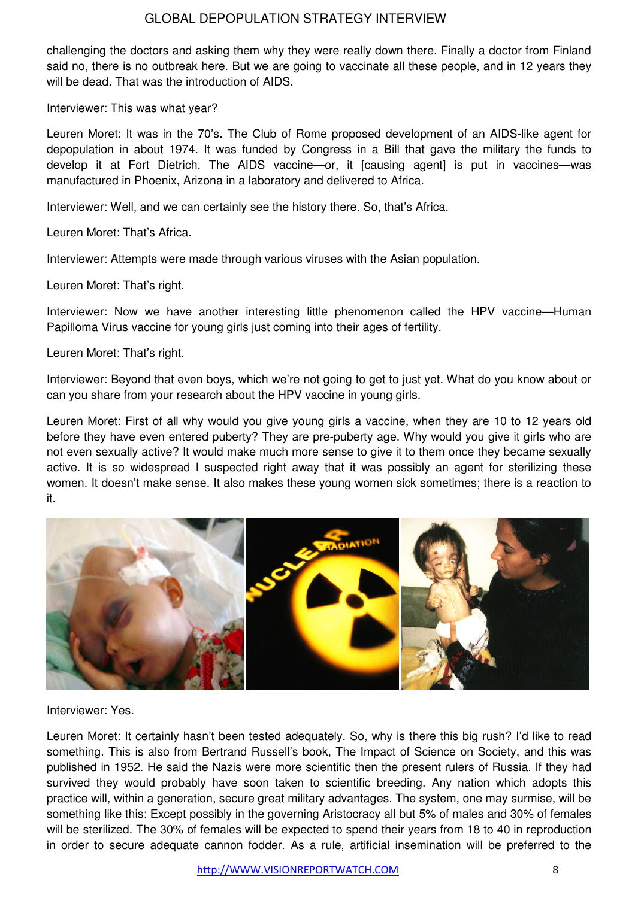challenging the doctors and asking them why they were really down there. Finally a doctor from Finland said no, there is no outbreak here. But we are going to vaccinate all these people, and in 12 years they will be dead. That was the introduction of AIDS.

Interviewer: This was what year?

Leuren Moret: It was in the 70's. The Club of Rome proposed development of an AIDS-like agent for depopulation in about 1974. It was funded by Congress in a Bill that gave the military the funds to develop it at Fort Dietrich. The AIDS vaccine—or, it [causing agent] is put in vaccines—was manufactured in Phoenix, Arizona in a laboratory and delivered to Africa.

Interviewer: Well, and we can certainly see the history there. So, that's Africa.

Leuren Moret: That's Africa.

Interviewer: Attempts were made through various viruses with the Asian population.

Leuren Moret: That's right.

Interviewer: Now we have another interesting little phenomenon called the HPV vaccine—Human Papilloma Virus vaccine for young girls just coming into their ages of fertility.

Leuren Moret: That's right.

Interviewer: Beyond that even boys, which we're not going to get to just yet. What do you know about or can you share from your research about the HPV vaccine in young girls.

Leuren Moret: First of all why would you give young girls a vaccine, when they are 10 to 12 years old before they have even entered puberty? They are pre-puberty age. Why would you give it girls who are not even sexually active? It would make much more sense to give it to them once they became sexually active. It is so widespread I suspected right away that it was possibly an agent for sterilizing these women. It doesn't make sense. It also makes these young women sick sometimes; there is a reaction to it.

Interviewer: Yes.

Leuren Moret: It certainly hasn't been tested adequately. So, why is there this big rush? I'd like to read something. This is also from Bertrand Russell's book, The Impact of Science on Society, and this was published in 1952. He said the Nazis were more scientific then the present rulers of Russia. If they had survived they would probably have soon taken to scientific breeding. Any nation which adopts this practice will, within a generation, secure great military advantages. The system, one may surmise, will be something like this: Except possibly in the governing Aristocracy all but 5% of males and 30% of females will be sterilized. The 30% of females will be expected to spend their years from 18 to 40 in reproduction in order to secure adequate cannon fodder. As a rule, artificial insemination will be preferred to the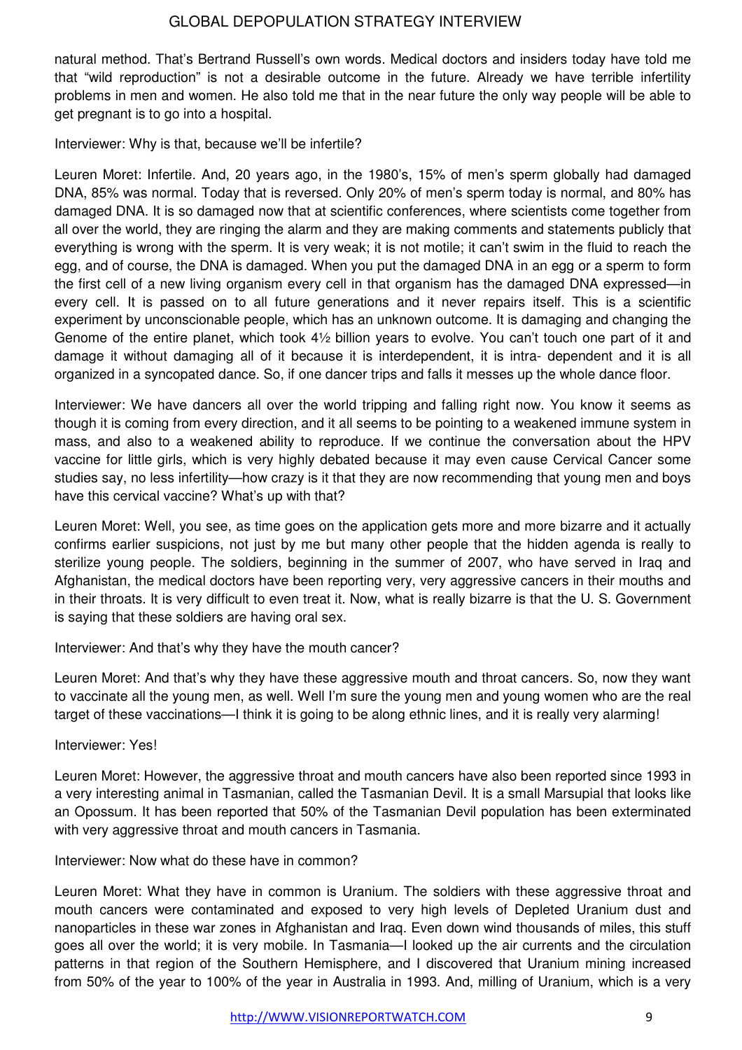natural method. That's Bertrand Russell's own words. Medical doctors and insiders today have told me that "wild reproduction" is not a desirable outcome in the future. Already we have terrible infertility problems in men and women. He also told me that in the near future the only way people will be able to get pregnant is to go into a hospital.

Interviewer: Why is that, because we'll be infertile?

Leuren Moret: Infertile. And, 20 years ago, in the 1980's, 15% of men's sperm globally had damaged DNA, 85% was normal. Today that is reversed. Only 20% of men's sperm today is normal, and 80% has damaged DNA. It is so damaged now that at scientific conferences, where scientists come together from all over the world, they are ringing the alarm and they are making comments and statements publicly that everything is wrong with the sperm. It is very weak; it is not motile; it can't swim in the fluid to reach the egg, and of course, the DNA is damaged. When you put the damaged DNA in an egg or a sperm to form the first cell of a new living organism every cell in that organism has the damaged DNA expressed—in every cell. It is passed on to all future generations and it never repairs itself. This is a scientific experiment by unconscionable people, which has an unknown outcome. It is damaging and changing the Genome of the entire planet, which took 4½ billion years to evolve. You can't touch one part of it and damage it without damaging all of it because it is interdependent, it is intra- dependent and it is all organized in a syncopated dance. So, if one dancer trips and falls it messes up the whole dance floor.

Interviewer: We have dancers all over the world tripping and falling right now. You know it seems as though it is coming from every direction, and it all seems to be pointing to a weakened immune system in mass, and also to a weakened ability to reproduce. If we continue the conversation about the HPV vaccine for little girls, which is very highly debated because it may even cause Cervical Cancer some studies say, no less infertility—how crazy is it that they are now recommending that young men and boys have this cervical vaccine? What's up with that?

Leuren Moret: Well, you see, as time goes on the application gets more and more bizarre and it actually confirms earlier suspicions, not just by me but many other people that the hidden agenda is really to sterilize young people. The soldiers, beginning in the summer of 2007, who have served in Iraq and Afghanistan, the medical doctors have been reporting very, very aggressive cancers in their mouths and in their throats. It is very difficult to even treat it. Now, what is really bizarre is that the U. S. Government is saying that these soldiers are having oral sex.

Interviewer: And that's why they have the mouth cancer?

Leuren Moret: And that's why they have these aggressive mouth and throat cancers. So, now they want to vaccinate all the young men, as well. Well I'm sure the young men and young women who are the real target of these vaccinations—I think it is going to be along ethnic lines, and it is really very alarming!

Interviewer: Yes!

Leuren Moret: However, the aggressive throat and mouth cancers have also been reported since 1993 in a very interesting animal in Tasmanian, called the Tasmanian Devil. It is a small Marsupial that looks like an Opossum. It has been reported that 50% of the Tasmanian Devil population has been exterminated with very aggressive throat and mouth cancers in Tasmania.

Interviewer: Now what do these have in common?

Leuren Moret: What they have in common is Uranium. The soldiers with these aggressive throat and mouth cancers were contaminated and exposed to very high levels of Depleted Uranium dust and nanoparticles in these war zones in Afghanistan and Iraq. Even down wind thousands of miles, this stuff goes all over the world; it is very mobile. In Tasmania—I looked up the air currents and the circulation patterns in that region of the Southern Hemisphere, and I discovered that Uranium mining increased from 50% of the year to 100% of the year in Australia in 1993. And, milling of Uranium, which is a very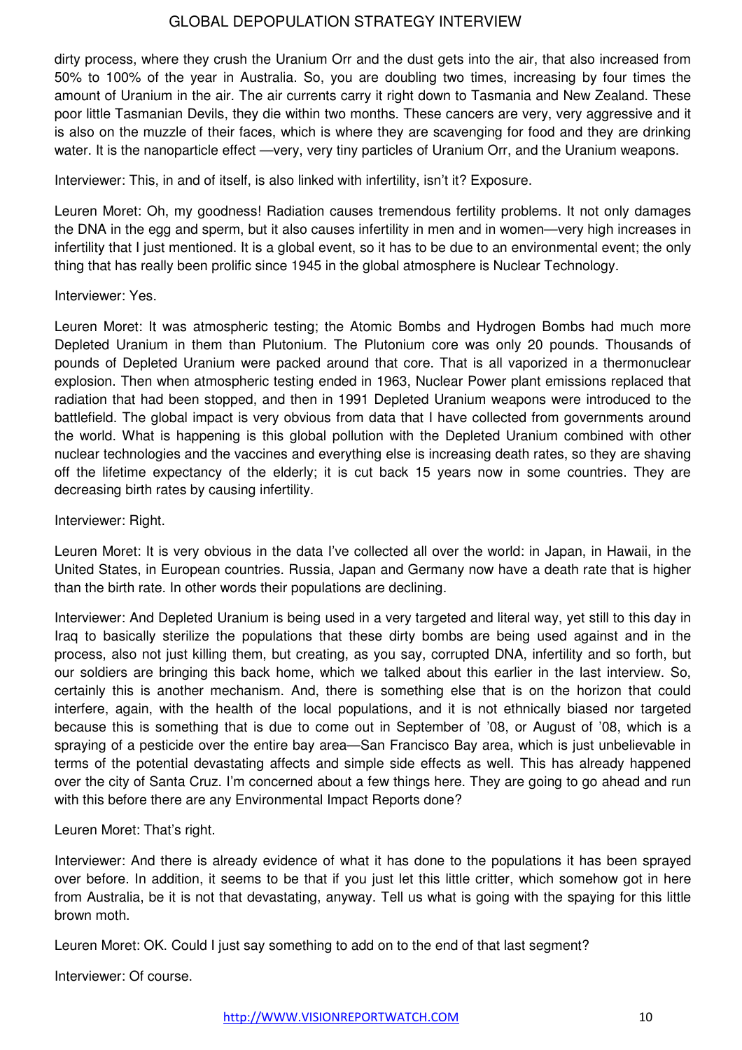dirty process, where they crush the Uranium Orr and the dust gets into the air, that also increased from 50% to 100% of the year in Australia. So, you are doubling two times, increasing by four times the amount of Uranium in the air. The air currents carry it right down to Tasmania and New Zealand. These poor little Tasmanian Devils, they die within two months. These cancers are very, very aggressive and it is also on the muzzle of their faces, which is where they are scavenging for food and they are drinking water. It is the nanoparticle effect —very, very tiny particles of Uranium Orr, and the Uranium weapons.

Interviewer: This, in and of itself, is also linked with infertility, isn't it? Exposure.

Leuren Moret: Oh, my goodness! Radiation causes tremendous fertility problems. It not only damages the DNA in the egg and sperm, but it also causes infertility in men and in women—very high increases in infertility that I just mentioned. It is a global event, so it has to be due to an environmental event; the only thing that has really been prolific since 1945 in the global atmosphere is Nuclear Technology.

Interviewer: Yes.

Leuren Moret: It was atmospheric testing; the Atomic Bombs and Hydrogen Bombs had much more Depleted Uranium in them than Plutonium. The Plutonium core was only 20 pounds. Thousands of pounds of Depleted Uranium were packed around that core. That is all vaporized in a thermonuclear explosion. Then when atmospheric testing ended in 1963, Nuclear Power plant emissions replaced that radiation that had been stopped, and then in 1991 Depleted Uranium weapons were introduced to the battlefield. The global impact is very obvious from data that I have collected from governments around the world. What is happening is this global pollution with the Depleted Uranium combined with other nuclear technologies and the vaccines and everything else is increasing death rates, so they are shaving off the lifetime expectancy of the elderly; it is cut back 15 years now in some countries. They are decreasing birth rates by causing infertility.

Interviewer: Right.

Leuren Moret: It is very obvious in the data I've collected all over the world: in Japan, in Hawaii, in the United States, in European countries. Russia, Japan and Germany now have a death rate that is higher than the birth rate. In other words their populations are declining.

Interviewer: And Depleted Uranium is being used in a very targeted and literal way, yet still to this day in Iraq to basically sterilize the populations that these dirty bombs are being used against and in the process, also not just killing them, but creating, as you say, corrupted DNA, infertility and so forth, but our soldiers are bringing this back home, which we talked about this earlier in the last interview. So, certainly this is another mechanism. And, there is something else that is on the horizon that could interfere, again, with the health of the local populations, and it is not ethnically biased nor targeted because this is something that is due to come out in September of '08, or August of '08, which is a spraying of a pesticide over the entire bay area—San Francisco Bay area, which is just unbelievable in terms of the potential devastating affects and simple side effects as well. This has already happened over the city of Santa Cruz. I'm concerned about a few things here. They are going to go ahead and run with this before there are any Environmental Impact Reports done?

Leuren Moret: That's right.

Interviewer: And there is already evidence of what it has done to the populations it has been sprayed over before. In addition, it seems to be that if you just let this little critter, which somehow got in here from Australia, be it is not that devastating, anyway. Tell us what is going with the spaying for this little brown moth.

Leuren Moret: OK. Could I just say something to add on to the end of that last segment?

Interviewer: Of course.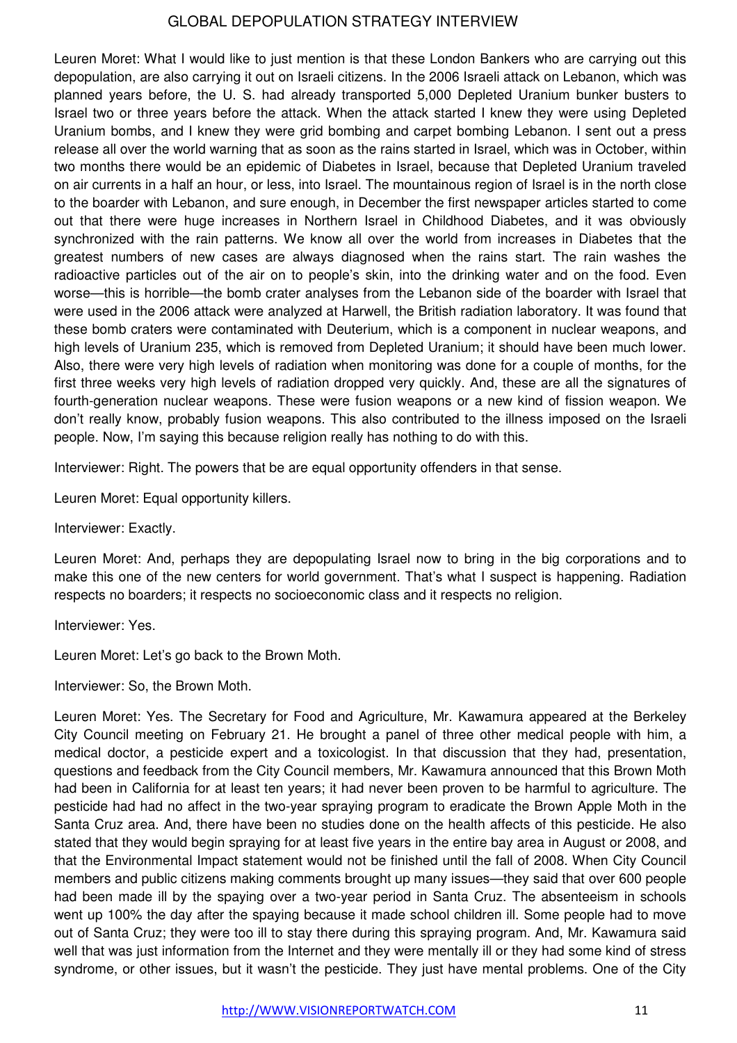Leuren Moret: What I would like to just mention is that these London Bankers who are carrying out this depopulation, are also carrying it out on Israeli citizens. In the 2006 Israeli attack on Lebanon, which was planned years before, the U. S. had already transported 5,000 Depleted Uranium bunker busters to Israel two or three years before the attack. When the attack started I knew they were using Depleted Uranium bombs, and I knew they were grid bombing and carpet bombing Lebanon. I sent out a press release all over the world warning that as soon as the rains started in Israel, which was in October, within two months there would be an epidemic of Diabetes in Israel, because that Depleted Uranium traveled on air currents in a half an hour, or less, into Israel. The mountainous region of Israel is in the north close to the boarder with Lebanon, and sure enough, in December the first newspaper articles started to come out that there were huge increases in Northern Israel in Childhood Diabetes, and it was obviously synchronized with the rain patterns. We know all over the world from increases in Diabetes that the greatest numbers of new cases are always diagnosed when the rains start. The rain washes the radioactive particles out of the air on to people's skin, into the drinking water and on the food. Even worse—this is horrible—the bomb crater analyses from the Lebanon side of the boarder with Israel that were used in the 2006 attack were analyzed at Harwell, the British radiation laboratory. It was found that these bomb craters were contaminated with Deuterium, which is a component in nuclear weapons, and high levels of Uranium 235, which is removed from Depleted Uranium; it should have been much lower. Also, there were very high levels of radiation when monitoring was done for a couple of months, for the first three weeks very high levels of radiation dropped very quickly. And, these are all the signatures of fourth-generation nuclear weapons. These were fusion weapons or a new kind of fission weapon. We don't really know, probably fusion weapons. This also contributed to the illness imposed on the Israeli people. Now, I'm saying this because religion really has nothing to do with this.

Interviewer: Right. The powers that be are equal opportunity offenders in that sense.

Leuren Moret: Equal opportunity killers.

Interviewer: Exactly.

Leuren Moret: And, perhaps they are depopulating Israel now to bring in the big corporations and to make this one of the new centers for world government. That's what I suspect is happening. Radiation respects no boarders; it respects no socioeconomic class and it respects no religion.

Interviewer: Yes.

Leuren Moret: Let's go back to the Brown Moth.

Interviewer: So, the Brown Moth.

Leuren Moret: Yes. The Secretary for Food and Agriculture, Mr. Kawamura appeared at the Berkeley City Council meeting on February 21. He brought a panel of three other medical people with him, a medical doctor, a pesticide expert and a toxicologist. In that discussion that they had, presentation, questions and feedback from the City Council members, Mr. Kawamura announced that this Brown Moth had been in California for at least ten years; it had never been proven to be harmful to agriculture. The pesticide had had no affect in the two-year spraying program to eradicate the Brown Apple Moth in the Santa Cruz area. And, there have been no studies done on the health affects of this pesticide. He also stated that they would begin spraying for at least five years in the entire bay area in August or 2008, and that the Environmental Impact statement would not be finished until the fall of 2008. When City Council members and public citizens making comments brought up many issues—they said that over 600 people had been made ill by the spaying over a two-year period in Santa Cruz. The absenteeism in schools went up 100% the day after the spaying because it made school children ill. Some people had to move out of Santa Cruz; they were too ill to stay there during this spraying program. And, Mr. Kawamura said well that was just information from the Internet and they were mentally ill or they had some kind of stress syndrome, or other issues, but it wasn't the pesticide. They just have mental problems. One of the City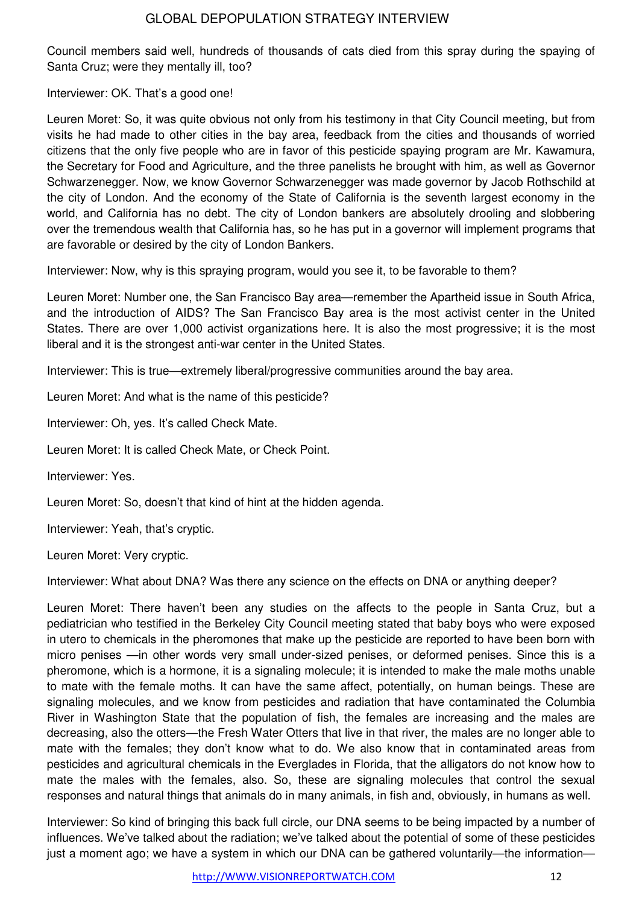Council members said well, hundreds of thousands of cats died from this spray during the spaying of Santa Cruz; were they mentally ill, too?

Interviewer: OK. That's a good one!

Leuren Moret: So, it was quite obvious not only from his testimony in that City Council meeting, but from visits he had made to other cities in the bay area, feedback from the cities and thousands of worried citizens that the only five people who are in favor of this pesticide spaying program are Mr. Kawamura, the Secretary for Food and Agriculture, and the three panelists he brought with him, as well as Governor Schwarzenegger. Now, we know Governor Schwarzenegger was made governor by Jacob Rothschild at the city of London. And the economy of the State of California is the seventh largest economy in the world, and California has no debt. The city of London bankers are absolutely drooling and slobbering over the tremendous wealth that California has, so he has put in a governor will implement programs that are favorable or desired by the city of London Bankers.

Interviewer: Now, why is this spraying program, would you see it, to be favorable to them?

Leuren Moret: Number one, the San Francisco Bay area—remember the Apartheid issue in South Africa, and the introduction of AIDS? The San Francisco Bay area is the most activist center in the United States. There are over 1,000 activist organizations here. It is also the most progressive; it is the most liberal and it is the strongest anti-war center in the United States.

Interviewer: This is true—extremely liberal/progressive communities around the bay area.

Leuren Moret: And what is the name of this pesticide?

Interviewer: Oh, yes. It's called Check Mate.

Leuren Moret: It is called Check Mate, or Check Point.

Interviewer: Yes.

Leuren Moret: So, doesn't that kind of hint at the hidden agenda.

Interviewer: Yeah, that's cryptic.

Leuren Moret: Very cryptic.

Interviewer: What about DNA? Was there any science on the effects on DNA or anything deeper?

Leuren Moret: There haven't been any studies on the affects to the people in Santa Cruz, but a pediatrician who testified in the Berkeley City Council meeting stated that baby boys who were exposed in utero to chemicals in the pheromones that make up the pesticide are reported to have been born with micro penises —in other words very small under-sized penises, or deformed penises. Since this is a pheromone, which is a hormone, it is a signaling molecule; it is intended to make the male moths unable to mate with the female moths. It can have the same affect, potentially, on human beings. These are signaling molecules, and we know from pesticides and radiation that have contaminated the Columbia River in Washington State that the population of fish, the females are increasing and the males are decreasing, also the otters—the Fresh Water Otters that live in that river, the males are no longer able to mate with the females; they don't know what to do. We also know that in contaminated areas from pesticides and agricultural chemicals in the Everglades in Florida, that the alligators do not know how to mate the males with the females, also. So, these are signaling molecules that control the sexual responses and natural things that animals do in many animals, in fish and, obviously, in humans as well.

Interviewer: So kind of bringing this back full circle, our DNA seems to be being impacted by a number of influences. We've talked about the radiation; we've talked about the potential of some of these pesticides just a moment ago; we have a system in which our DNA can be gathered voluntarily—the information—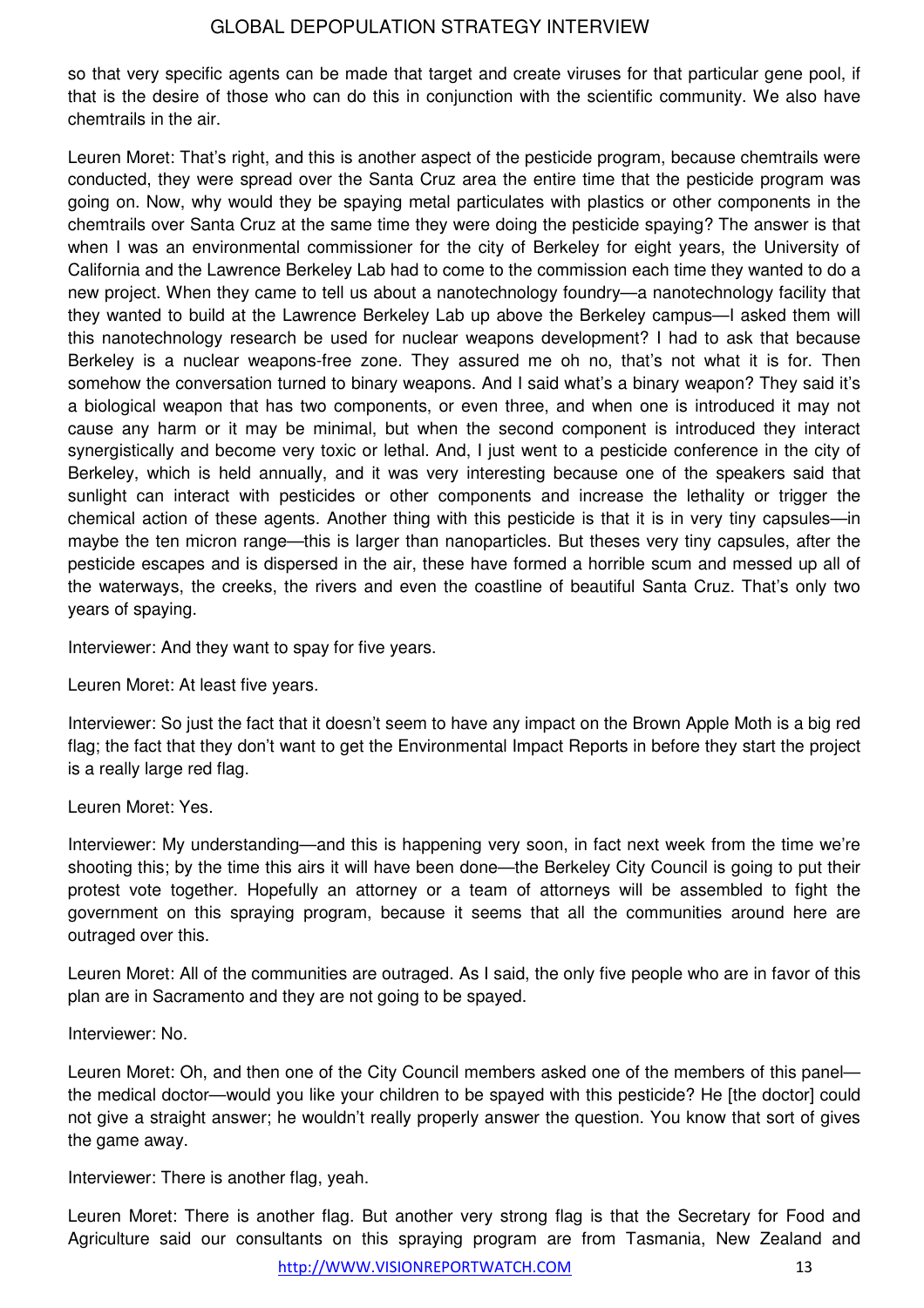so that very specific agents can be made that target and create viruses for that particular gene pool, if that is the desire of those who can do this in conjunction with the scientific community. We also have chemtrails in the air.

Leuren Moret: That's right, and this is another aspect of the pesticide program, because chemtrails were conducted, they were spread over the Santa Cruz area the entire time that the pesticide program was going on. Now, why would they be spaying metal particulates with plastics or other components in the chemtrails over Santa Cruz at the same time they were doing the pesticide spaying? The answer is that when I was an environmental commissioner for the city of Berkeley for eight years, the University of California and the Lawrence Berkeley Lab had to come to the commission each time they wanted to do a new project. When they came to tell us about a nanotechnology foundry—a nanotechnology facility that they wanted to build at the Lawrence Berkeley Lab up above the Berkeley campus—I asked them will this nanotechnology research be used for nuclear weapons development? I had to ask that because Berkeley is a nuclear weapons-free zone. They assured me oh no, that's not what it is for. Then somehow the conversation turned to binary weapons. And I said what's a binary weapon? They said it's a biological weapon that has two components, or even three, and when one is introduced it may not cause any harm or it may be minimal, but when the second component is introduced they interact synergistically and become very toxic or lethal. And, I just went to a pesticide conference in the city of Berkeley, which is held annually, and it was very interesting because one of the speakers said that sunlight can interact with pesticides or other components and increase the lethality or trigger the chemical action of these agents. Another thing with this pesticide is that it is in very tiny capsules—in maybe the ten micron range—this is larger than nanoparticles. But theses very tiny capsules, after the pesticide escapes and is dispersed in the air, these have formed a horrible scum and messed up all of the waterways, the creeks, the rivers and even the coastline of beautiful Santa Cruz. That's only two years of spaying.

Interviewer: And they want to spay for five years.

Leuren Moret: At least five years.

Interviewer: So just the fact that it doesn't seem to have any impact on the Brown Apple Moth is a big red flag; the fact that they don't want to get the Environmental Impact Reports in before they start the project is a really large red flag.

Leuren Moret: Yes.

Interviewer: My understanding—and this is happening very soon, in fact next week from the time we're shooting this; by the time this airs it will have been done—the Berkeley City Council is going to put their protest vote together. Hopefully an attorney or a team of attorneys will be assembled to fight the government on this spraying program, because it seems that all the communities around here are outraged over this.

Leuren Moret: All of the communities are outraged. As I said, the only five people who are in favor of this plan are in Sacramento and they are not going to be spayed.

Interviewer: No.

Leuren Moret: Oh, and then one of the City Council members asked one of the members of this panel—the medical doctor—would you like your children to be spayed with this pesticide? He [the doctor] could not give a straight answer; he wouldn't really properly answer the question. You know that sort of gives the game away.

Interviewer: There is another flag, yeah.

Leuren Moret: There is another flag. But another very strong flag is that the Secretary for Food and Agriculture said our consultants on this spraying program are from Tasmania, New Zealand and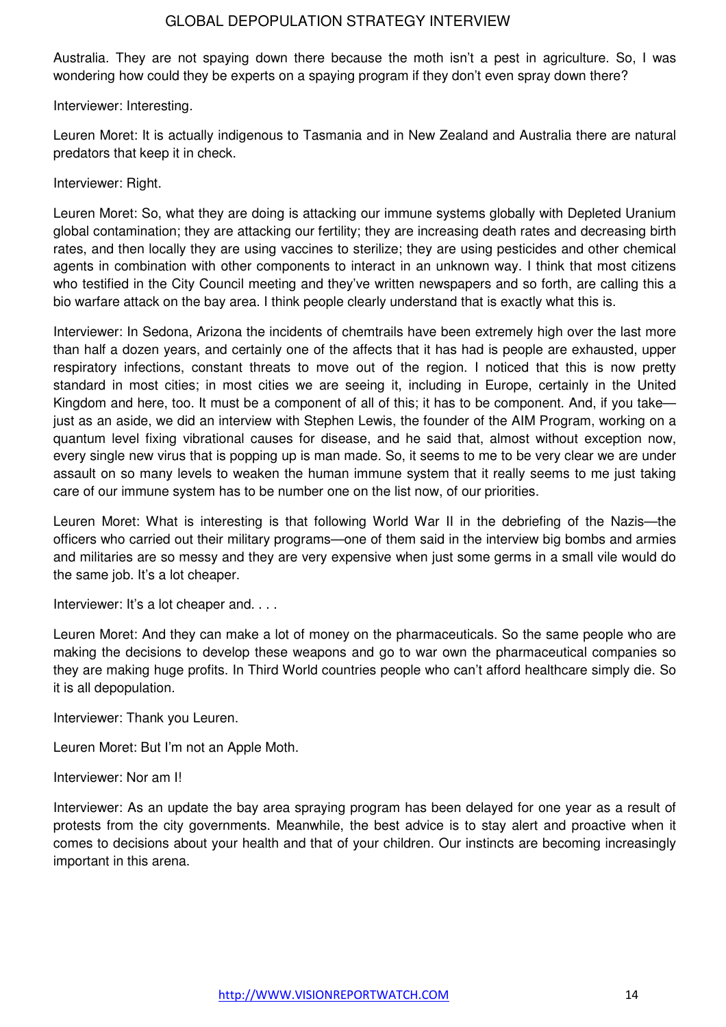Australia. They are not spaying down there because the moth isn't a pest in agriculture. So, I was wondering how could they be experts on a spaying program if they don't even spray down there?

Interviewer: Interesting.

Leuren Moret: It is actually indigenous to Tasmania and in New Zealand and Australia there are natural predators that keep it in check.

Interviewer: Right.

Leuren Moret: So, what they are doing is attacking our immune systems globally with Depleted Uranium global contamination; they are attacking our fertility; they are increasing death rates and decreasing birth rates, and then locally they are using vaccines to sterilize; they are using pesticides and other chemical agents in combination with other components to interact in an unknown way. I think that most citizens who testified in the City Council meeting and they've written newspapers and so forth, are calling this a bio warfare attack on the bay area. I think people clearly understand that is exactly what this is.

Interviewer: In Sedona, Arizona the incidents of chemtrails have been extremely high over the last more than half a dozen years, and certainly one of the affects that it has had is people are exhausted, upper respiratory infections, constant threats to move out of the region. I noticed that this is now pretty standard in most cities; in most cities we are seeing it, including in Europe, certainly in the United Kingdom and here, too. It must be a component of all of this; it has to be component. And, if you take—just as an aside, we did an interview with Stephen Lewis, the founder of the AIM Program, working on a quantum level fixing vibrational causes for disease, and he said that, almost without exception now, every single new virus that is popping up is man made. So, it seems to me to be very clear we are under assault on so many levels to weaken the human immune system that it really seems to me just taking care of our immune system has to be number one on the list now, of our priorities.

Leuren Moret: What is interesting is that following World War II in the debriefing of the Nazis—the officers who carried out their military programs—one of them said in the interview big bombs and armies and militaries are so messy and they are very expensive when just some germs in a small vile would do the same job. It's a lot cheaper.

Interviewer: It's a lot cheaper and. . . .

Leuren Moret: And they can make a lot of money on the pharmaceuticals. So the same people who are making the decisions to develop these weapons and go to war own the pharmaceutical companies so they are making huge profits. In Third World countries people who can't afford healthcare simply die. So it is all depopulation.

Interviewer: Thank you Leuren.

Leuren Moret: But I'm not an Apple Moth.

Interviewer: Nor am I!

Interviewer: As an update the bay area spraying program has been delayed for one year as a result of protests from the city governments. Meanwhile, the best advice is to stay alert and proactive when it comes to decisions about your health and that of your children. Our instincts are becoming increasingly important in this arena.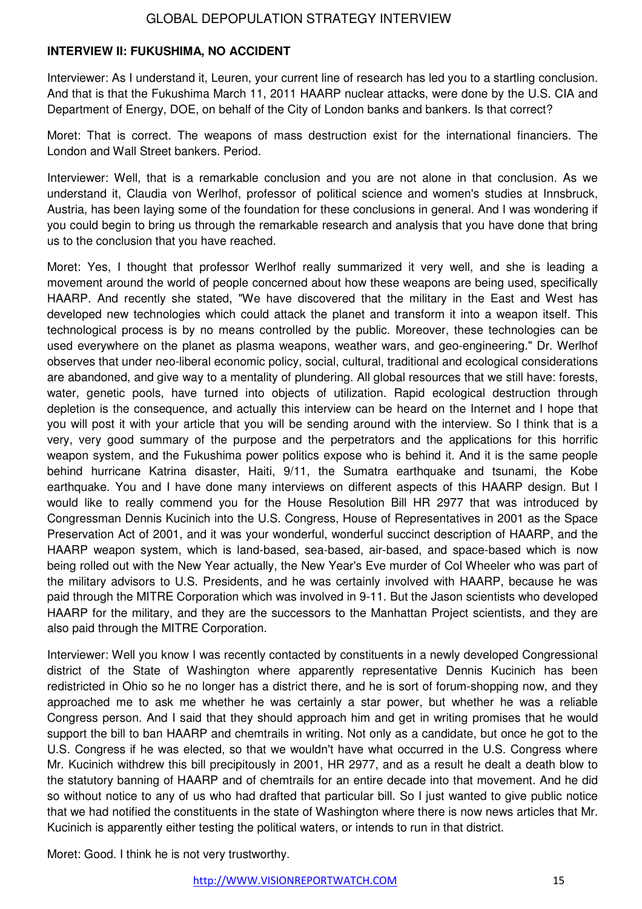## INTERVIEW II: FUKUSHIMA, NO ACCIDENT

Interviewer: As I understand it, Leuren, your current line of research has led you to a startling conclusion. And that is that the Fukushima March 11, 2011 HAARP nuclear attacks, were done by the U.S. CIA and Department of Energy, DOE, on behalf of the City of London banks and bankers. Is that correct?

Moret: That is correct. The weapons of mass destruction exist for the international financiers. The London and Wall Street bankers. Period.

Interviewer: Well, that is a remarkable conclusion and you are not alone in that conclusion. As we understand it, Claudia von Werlhof, professor of political science and women's studies at Innsbruck, Austria, has been laying some of the foundation for these conclusions in general. And I was wondering if you could begin to bring us through the remarkable research and analysis that you have done that bring us to the conclusion that you have reached.

Moret: Yes, I thought that professor Werlhof really summarized it very well, and she is leading a movement around the world of people concerned about how these weapons are being used, specifically HAARP. And recently she stated, "We have discovered that the military in the East and West has developed new technologies which could attack the planet and transform it into a weapon itself. This technological process is by no means controlled by the public. Moreover, these technologies can be used everywhere on the planet as plasma weapons, weather wars, and geo-engineering." Dr. Werlhof observes that under neo-liberal economic policy, social, cultural, traditional and ecological considerations are abandoned, and give way to a mentality of plundering. All global resources that we still have: forests, water, genetic pools, have turned into objects of utilization. Rapid ecological destruction through depletion is the consequence, and actually this interview can be heard on the Internet and I hope that you will post it with your article that you will be sending around with the interview. So I think that is a very, very good summary of the purpose and the perpetrators and the applications for this horrific weapon system, and the Fukushima power politics expose who is behind it. And it is the same people behind hurricane Katrina disaster, Haiti, 9/11, the Sumatra earthquake and tsunami, the Kobe earthquake. You and I have done many interviews on different aspects of this HAARP design. But I would like to really commend you for the House Resolution Bill HR 2977 that was introduced by Congressman Dennis Kucinich into the U.S. Congress, House of Representatives in 2001 as the Space Preservation Act of 2001, and it was your wonderful, wonderful succinct description of HAARP, and the HAARP weapon system, which is land-based, sea-based, air-based, and space-based which is now being rolled out with the New Year actually, the New Year's Eve murder of Col Wheeler who was part of the military advisors to U.S. Presidents, and he was certainly involved with HAARP, because he was paid through the MITRE Corporation which was involved in 9-11. But the Jason scientists who developed HAARP for the military, and they are the successors to the Manhattan Project scientists, and they are also paid through the MITRE Corporation.

Interviewer: Well you know I was recently contacted by constituents in a newly developed Congressional district of the State of Washington where apparently representative Dennis Kucinich has been redistricted in Ohio so he no longer has a district there, and he is sort of forum-shopping now, and they approached me to ask me whether he was certainly a star power, but whether he was a reliable Congress person. And I said that they should approach him and get in writing promises that he would support the bill to ban HAARP and chemtrails in writing. Not only as a candidate, but once he got to the U.S. Congress if he was elected, so that we wouldn't have what occurred in the U.S. Congress where Mr. Kucinich withdrew this bill precipitously in 2001, HR 2977, and as a result he dealt a death blow to the statutory banning of HAARP and of chemtrails for an entire decade into that movement. And he did so without notice to any of us who had drafted that particular bill. So I just wanted to give public notice that we had notified the constituents in the state of Washington where there is now news articles that Mr. Kucinich is apparently either testing the political waters, or intends to run in that district.

Moret: Good. I think he is not very trustworthy.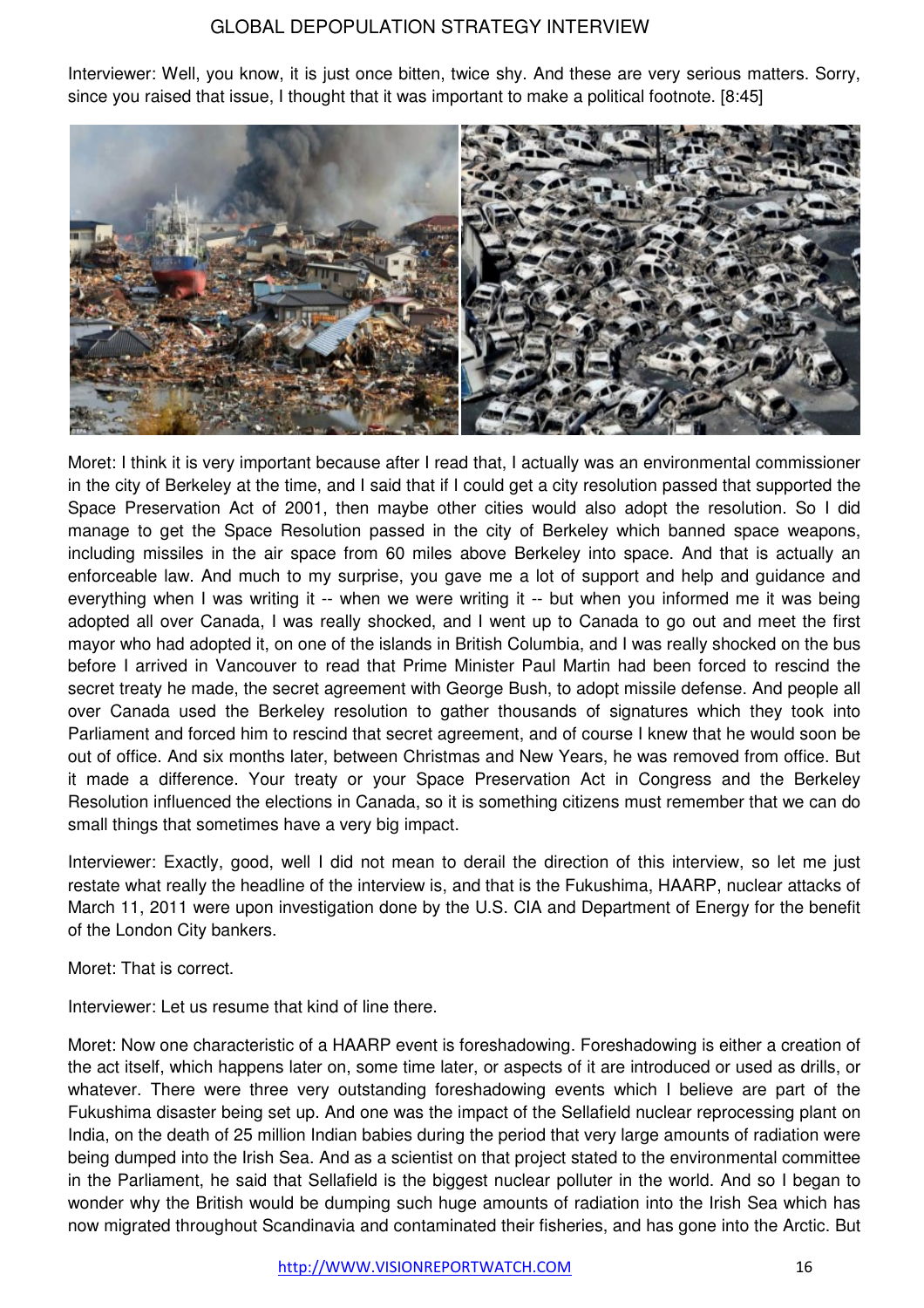Interviewer: Well, you know, it is just once bitten, twice shy. And these are very serious matters. Sorry, since you raised that issue, I thought that it was important to make a political footnote. [8:45]

Moret: I think it is very important because after I read that, I actually was an environmental commissioner in the city of Berkeley at the time, and I said that if I could get a city resolution passed that supported the Space Preservation Act of 2001, then maybe other cities would also adopt the resolution. So I did manage to get the Space Resolution passed in the city of Berkeley which banned space weapons, including missiles in the air space from 60 miles above Berkeley into space. And that is actually an enforceable law. And much to my surprise, you gave me a lot of support and help and guidance and everything when I was writing it -- when we were writing it -- but when you informed me it was being adopted all over Canada, I was really shocked, and I went up to Canada to go out and meet the first mayor who had adopted it, on one of the islands in British Columbia, and I was really shocked on the bus before I arrived in Vancouver to read that Prime Minister Paul Martin had been forced to rescind the secret treaty he made, the secret agreement with George Bush, to adopt missile defense. And people all over Canada used the Berkeley resolution to gather thousands of signatures which they took into Parliament and forced him to rescind that secret agreement, and of course I knew that he would soon be out of office. And six months later, between Christmas and New Years, he was removed from office. But it made a difference. Your treaty or your Space Preservation Act in Congress and the Berkeley Resolution influenced the elections in Canada, so it is something citizens must remember that we can do small things that sometimes have a very big impact.

Interviewer: Exactly, good, well I did not mean to derail the direction of this interview, so let me just restate what really the headline of the interview is, and that is the Fukushima, HAARP, nuclear attacks of March 11, 2011 were upon investigation done by the U.S. CIA and Department of Energy for the benefit of the London City bankers.

Moret: That is correct.

Interviewer: Let us resume that kind of line there.

Moret: Now one characteristic of a HAARP event is foreshadowing. Foreshadowing is either a creation of the act itself, which happens later on, some time later, or aspects of it are introduced or used as drills, or whatever. There were three very outstanding foreshadowing events which I believe are part of the Fukushima disaster being set up. And one was the impact of the Sellafield nuclear reprocessing plant on India, on the death of 25 million Indian babies during the period that very large amounts of radiation were being dumped into the Irish Sea. And as a scientist on that project stated to the environmental committee in the Parliament, he said that Sellafield is the biggest nuclear polluter in the world. And so I began to wonder why the British would be dumping such huge amounts of radiation into the Irish Sea which has now migrated throughout Scandinavia and contaminated their fisheries, and has gone into the Arctic. But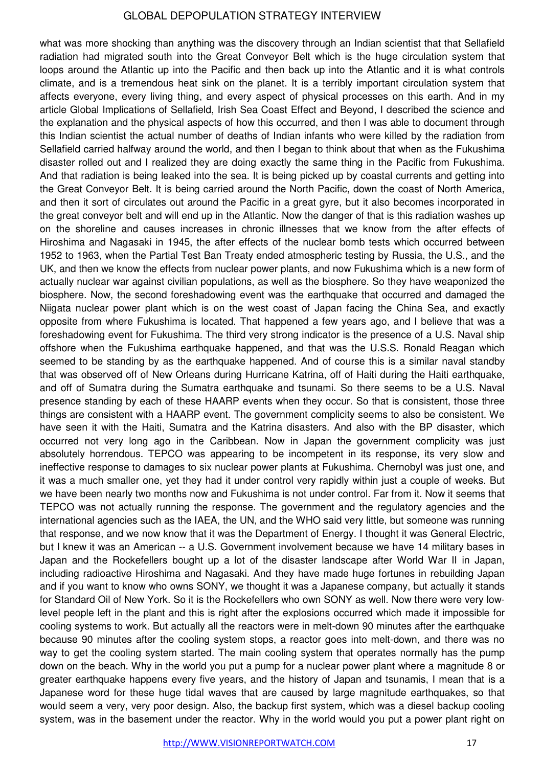what was more shocking than anything was the discovery through an Indian scientist that that Sellafield radiation had migrated south into the Great Conveyor Belt which is the huge circulation system that loops around the Atlantic up into the Pacific and then back up into the Atlantic and it is what controls climate, and is a tremendous heat sink on the planet. It is a terribly important circulation system that affects everyone, every living thing, and every aspect of physical processes on this earth. And in my article Global Implications of Sellafield, Irish Sea Coast Effect and Beyond, I described the science and the explanation and the physical aspects of how this occurred, and then I was able to document through this Indian scientist the actual number of deaths of Indian infants who were killed by the radiation from Sellafield carried halfway around the world, and then I began to think about that when as the Fukushima disaster rolled out and I realized they are doing exactly the same thing in the Pacific from Fukushima. And that radiation is being leaked into the sea. It is being picked up by coastal currents and getting into the Great Conveyor Belt. It is being carried around the North Pacific, down the coast of North America, and then it sort of circulates out around the Pacific in a great gyre, but it also becomes incorporated in the great conveyor belt and will end up in the Atlantic. Now the danger of that is this radiation washes up on the shoreline and causes increases in chronic illnesses that we know from the after effects of Hiroshima and Nagasaki in 1945, the after effects of the nuclear bomb tests which occurred between 1952 to 1963, when the Partial Test Ban Treaty ended atmospheric testing by Russia, the U.S., and the UK, and then we know the effects from nuclear power plants, and now Fukushima which is a new form of actually nuclear war against civilian populations, as well as the biosphere. So they have weaponized the biosphere. Now, the second foreshadowing event was the earthquake that occurred and damaged the Niigata nuclear power plant which is on the west coast of Japan facing the China Sea, and exactly opposite from where Fukushima is located. That happened a few years ago, and I believe that was a foreshadowing event for Fukushima. The third very strong indicator is the presence of a U.S. Naval ship offshore when the Fukushima earthquake happened, and that was the U.S.S. Ronald Reagan which seemed to be standing by as the earthquake happened. And of course this is a similar naval standby that was observed off of New Orleans during Hurricane Katrina, off of Haiti during the Haiti earthquake, and off of Sumatra during the Sumatra earthquake and tsunami. So there seems to be a U.S. Naval presence standing by each of these HAARP events when they occur. So that is consistent, those three things are consistent with a HAARP event. The government complicity seems to also be consistent. We have seen it with the Haiti, Sumatra and the Katrina disasters. And also with the BP disaster, which occurred not very long ago in the Caribbean. Now in Japan the government complicity was just absolutely horrendous. TEPCO was appearing to be incompetent in its response, its very slow and ineffective response to damages to six nuclear power plants at Fukushima. Chernobyl was just one, and it was a much smaller one, yet they had it under control very rapidly within just a couple of weeks. But we have been nearly two months now and Fukushima is not under control. Far from it. Now it seems that TEPCO was not actually running the response. The government and the regulatory agencies and the international agencies such as the IAEA, the UN, and the WHO said very little, but someone was running that response, and we now know that it was the Department of Energy. I thought it was General Electric, but I knew it was an American -- a U.S. Government involvement because we have 14 military bases in Japan and the Rockefellers bought up a lot of the disaster landscape after World War II in Japan, including radioactive Hiroshima and Nagasaki. And they have made huge fortunes in rebuilding Japan and if you want to know who owns SONY, we thought it was a Japanese company, but actually it stands for Standard Oil of New York. So it is the Rockefellers who own SONY as well. Now there were very low-level people left in the plant and this is right after the explosions occurred which made it impossible for cooling systems to work. But actually all the reactors were in melt-down 90 minutes after the earthquake because 90 minutes after the cooling system stops, a reactor goes into melt-down, and there was no way to get the cooling system started. The main cooling system that operates normally has the pump down on the beach. Why in the world you put a pump for a nuclear power plant where a magnitude 8 or greater earthquake happens every five years, and the history of Japan and tsunamis, I mean that is a Japanese word for these huge tidal waves that are caused by large magnitude earthquakes, so that would seem a very, very poor design. Also, the backup first system, which was a diesel backup cooling system, was in the basement under the reactor. Why in the world would you put a power plant right on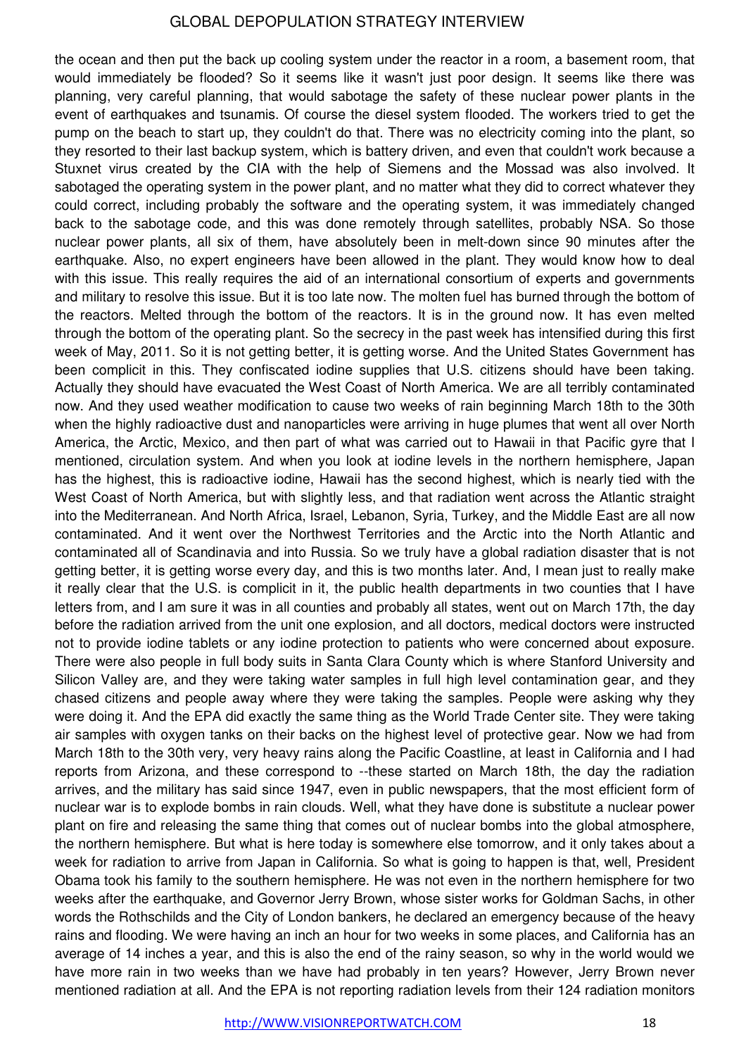the ocean and then put the back up cooling system under the reactor in a room, a basement room, that would immediately be flooded? So it seems like it wasn't just poor design. It seems like there was planning, very careful planning, that would sabotage the safety of these nuclear power plants in the event of earthquakes and tsunamis. Of course the diesel system flooded. The workers tried to get the pump on the beach to start up, they couldn't do that. There was no electricity coming into the plant, so they resorted to their last backup system, which is battery driven, and even that couldn't work because a Stuxnet virus created by the CIA with the help of Siemens and the Mossad was also involved. It sabotaged the operating system in the power plant, and no matter what they did to correct whatever they could correct, including probably the software and the operating system, it was immediately changed back to the sabotage code, and this was done remotely through satellites, probably NSA. So those nuclear power plants, all six of them, have absolutely been in melt-down since 90 minutes after the earthquake. Also, no expert engineers have been allowed in the plant. They would know how to deal with this issue. This really requires the aid of an international consortium of experts and governments and military to resolve this issue. But it is too late now. The molten fuel has burned through the bottom of the reactors. Melted through the bottom of the reactors. It is in the ground now. It has even melted through the bottom of the operating plant. So the secrecy in the past week has intensified during this first week of May, 2011. So it is not getting better, it is getting worse. And the United States Government has been complicit in this. They confiscated iodine supplies that U.S. citizens should have been taking. Actually they should have evacuated the West Coast of North America. We are all terribly contaminated now. And they used weather modification to cause two weeks of rain beginning March 18th to the 30th when the highly radioactive dust and nanoparticles were arriving in huge plumes that went all over North America, the Arctic, Mexico, and then part of what was carried out to Hawaii in that Pacific gyre that I mentioned, circulation system. And when you look at iodine levels in the northern hemisphere, Japan has the highest, this is radioactive iodine, Hawaii has the second highest, which is nearly tied with the West Coast of North America, but with slightly less, and that radiation went across the Atlantic straight into the Mediterranean. And North Africa, Israel, Lebanon, Syria, Turkey, and the Middle East are all now contaminated. And it went over the Northwest Territories and the Arctic into the North Atlantic and contaminated all of Scandinavia and into Russia. So we truly have a global radiation disaster that is not getting better, it is getting worse every day, and this is two months later. And, I mean just to really make it really clear that the U.S. is complicit in it, the public health departments in two counties that I have letters from, and I am sure it was in all counties and probably all states, went out on March 17th, the day before the radiation arrived from the unit one explosion, and all doctors, medical doctors were instructed not to provide iodine tablets or any iodine protection to patients who were concerned about exposure. There were also people in full body suits in Santa Clara County which is where Stanford University and Silicon Valley are, and they were taking water samples in full high level contamination gear, and they chased citizens and people away where they were taking the samples. People were asking why they were doing it. And the EPA did exactly the same thing as the World Trade Center site. They were taking air samples with oxygen tanks on their backs on the highest level of protective gear. Now we had from March 18th to the 30th very, very heavy rains along the Pacific Coastline, at least in California and I had reports from Arizona, and these correspond to --these started on March 18th, the day the radiation arrives, and the military has said since 1947, even in public newspapers, that the most efficient form of nuclear war is to explode bombs in rain clouds. Well, what they have done is substitute a nuclear power plant on fire and releasing the same thing that comes out of nuclear bombs into the global atmosphere, the northern hemisphere. But what is here today is somewhere else tomorrow, and it only takes about a week for radiation to arrive from Japan in California. So what is going to happen is that, well, President Obama took his family to the southern hemisphere. He was not even in the northern hemisphere for two weeks after the earthquake, and Governor Jerry Brown, whose sister works for Goldman Sachs, in other words the Rothschilds and the City of London bankers, he declared an emergency because of the heavy rains and flooding. We were having an inch an hour for two weeks in some places, and California has an average of 14 inches a year, and this is also the end of the rainy season, so why in the world would we have more rain in two weeks than we have had probably in ten years? However, Jerry Brown never mentioned radiation at all. And the EPA is not reporting radiation levels from their 124 radiation monitors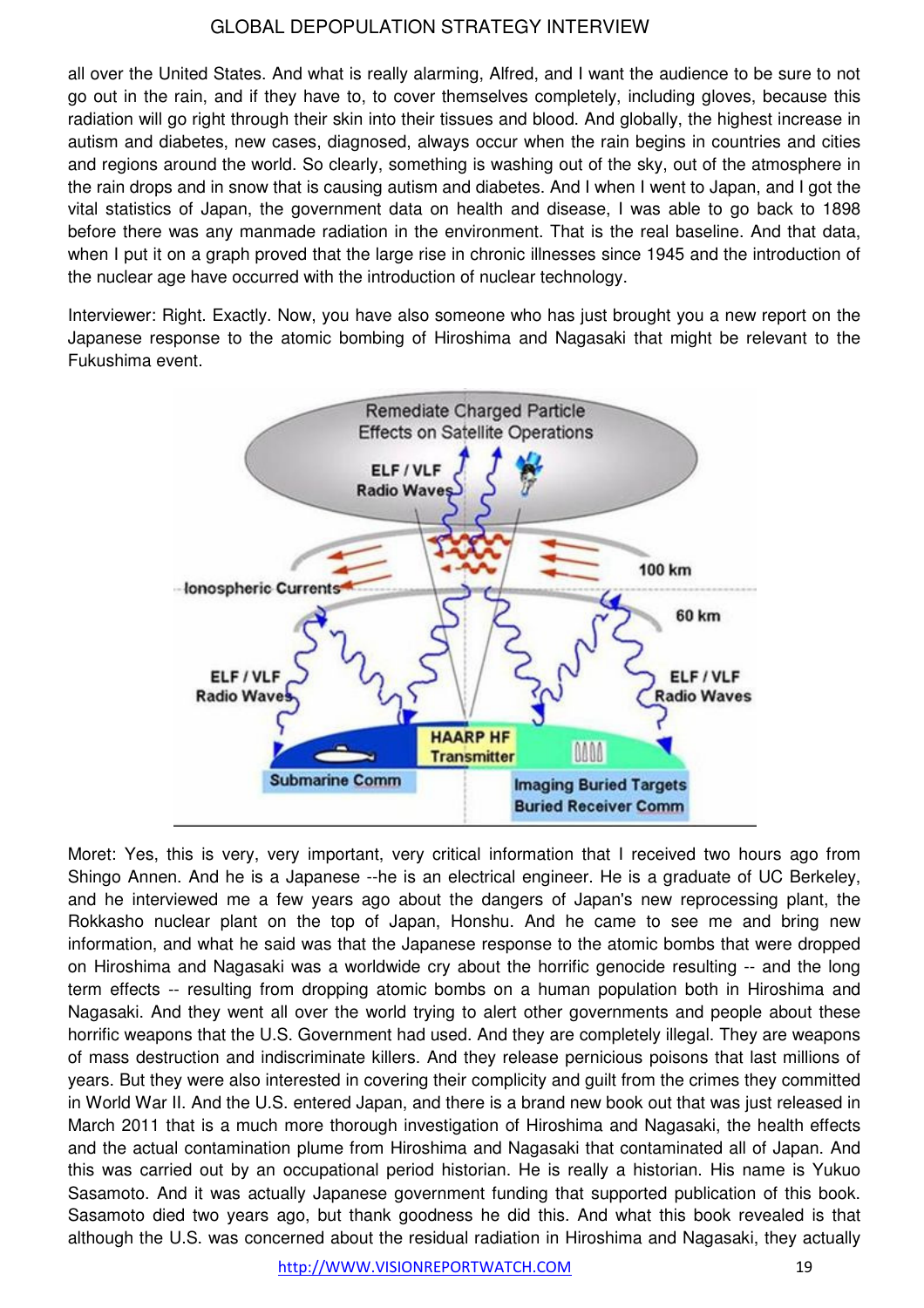all over the United States. And what is really alarming, Alfred, and I want the audience to be sure to not go out in the rain, and if they have to, to cover themselves completely, including gloves, because this radiation will go right through their skin into their tissues and blood. And globally, the highest increase in autism and diabetes, new cases, diagnosed, always occur when the rain begins in countries and cities and regions around the world. So clearly, something is washing out of the sky, out of the atmosphere in the rain drops and in snow that is causing autism and diabetes. And I when I went to Japan, and I got the vital statistics of Japan, the government data on health and disease, I was able to go back to 1898 before there was any manmade radiation in the environment. That is the real baseline. And that data, when I put it on a graph proved that the large rise in chronic illnesses since 1945 and the introduction of the nuclear age have occurred with the introduction of nuclear technology.

Interviewer: Right. Exactly. Now, you have also someone who has just brought you a new report on the Japanese response to the atomic bombing of Hiroshima and Nagasaki that might be relevant to the Fukushima event.

Remediate Charged Particle Effects on Satellite Operations

ELF / VLF Radio Waves

Ionospheric Currents

100 km

60 km

ELF / VLF Radio Waves

ELF / VLF Radio Waves

HAARP HF Transmitter

Submarine Comm

Imaging Buried Targets Buried Receiver Comm

Moret: Yes, this is very, very important, very critical information that I received two hours ago from Shingo Annen. And he is a Japanese --he is an electrical engineer. He is a graduate of UC Berkeley, and he interviewed me a few years ago about the dangers of Japan's new reprocessing plant, the Rokkasho nuclear plant on the top of Japan, Honshu. And he came to see me and bring new information, and what he said was that the Japanese response to the atomic bombs that were dropped on Hiroshima and Nagasaki was a worldwide cry about the horrific genocide resulting -- and the long term effects -- resulting from dropping atomic bombs on a human population both in Hiroshima and Nagasaki. And they went all over the world trying to alert other governments and people about these horrific weapons that the U.S. Government had used. And they are completely illegal. They are weapons of mass destruction and indiscriminate killers. And they release pernicious poisons that last millions of years. But they were also interested in covering their complicity and guilt from the crimes they committed in World War II. And the U.S. entered Japan, and there is a brand new book out that was just released in March 2011 that is a much more thorough investigation of Hiroshima and Nagasaki, the health effects and the actual contamination plume from Hiroshima and Nagasaki that contaminated all of Japan. And this was carried out by an occupational period historian. He is really a historian. His name is Yukuo Sasamoto. And it was actually Japanese government funding that supported publication of this book. Sasamoto died two years ago, but thank goodness he did this. And what this book revealed is that although the U.S. was concerned about the residual radiation in Hiroshima and Nagasaki, they actually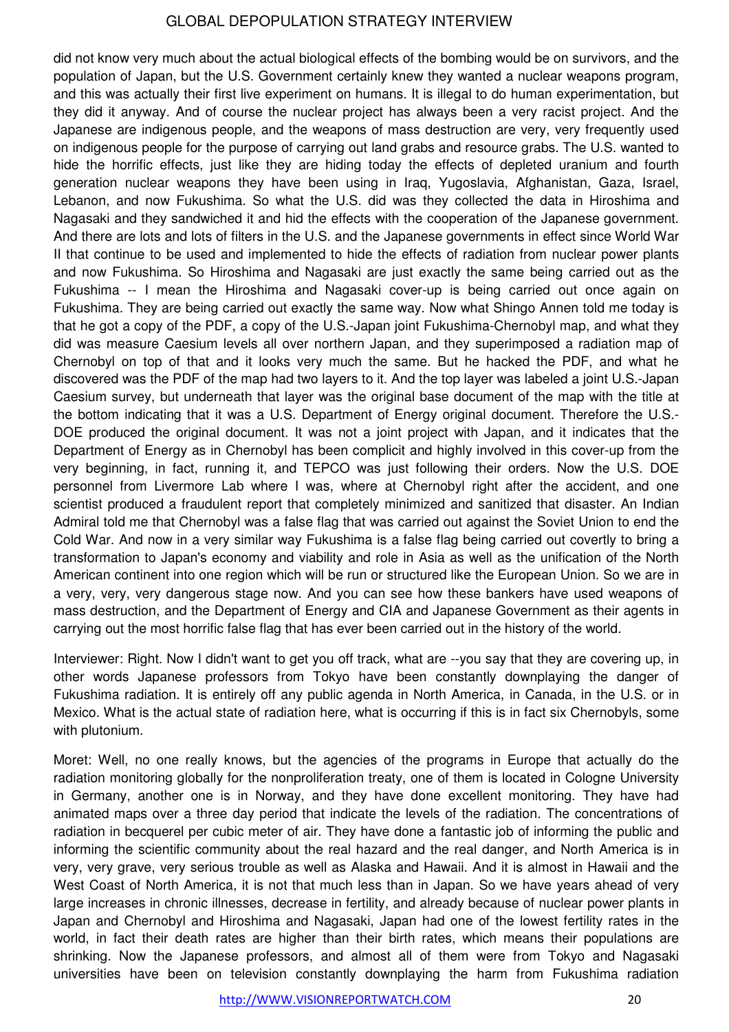did not know very much about the actual biological effects of the bombing would be on survivors, and the population of Japan, but the U.S. Government certainly knew they wanted a nuclear weapons program, and this was actually their first live experiment on humans. It is illegal to do human experimentation, but they did it anyway. And of course the nuclear project has always been a very racist project. And the Japanese are indigenous people, and the weapons of mass destruction are very, very frequently used on indigenous people for the purpose of carrying out land grabs and resource grabs. The U.S. wanted to hide the horrific effects, just like they are hiding today the effects of depleted uranium and fourth generation nuclear weapons they have been using in Iraq, Yugoslavia, Afghanistan, Gaza, Israel, Lebanon, and now Fukushima. So what the U.S. did was they collected the data in Hiroshima and Nagasaki and they sandwiched it and hid the effects with the cooperation of the Japanese government. And there are lots and lots of filters in the U.S. and the Japanese governments in effect since World War II that continue to be used and implemented to hide the effects of radiation from nuclear power plants and now Fukushima. So Hiroshima and Nagasaki are just exactly the same being carried out as the Fukushima -- I mean the Hiroshima and Nagasaki cover-up is being carried out once again on Fukushima. They are being carried out exactly the same way. Now what Shingo Annen told me today is that he got a copy of the PDF, a copy of the U.S.-Japan joint Fukushima-Chernobyl map, and what they did was measure Caesium levels all over northern Japan, and they superimposed a radiation map of Chernobyl on top of that and it looks very much the same. But he hacked the PDF, and what he discovered was the PDF of the map had two layers to it. And the top layer was labeled a joint U.S.-Japan Caesium survey, but underneath that layer was the original base document of the map with the title at the bottom indicating that it was a U.S. Department of Energy original document. Therefore the U.S.-DOE produced the original document. It was not a joint project with Japan, and it indicates that the Department of Energy as in Chernobyl has been complicit and highly involved in this cover-up from the very beginning, in fact, running it, and TEPCO was just following their orders. Now the U.S. DOE personnel from Livermore Lab where I was, where at Chernobyl right after the accident, and one scientist produced a fraudulent report that completely minimized and sanitized that disaster. An Indian Admiral told me that Chernobyl was a false flag that was carried out against the Soviet Union to end the Cold War. And now in a very similar way Fukushima is a false flag being carried out covertly to bring a transformation to Japan's economy and viability and role in Asia as well as the unification of the North American continent into one region which will be run or structured like the European Union. So we are in a very, very, very dangerous stage now. And you can see how these bankers have used weapons of mass destruction, and the Department of Energy and CIA and Japanese Government as their agents in carrying out the most horrific false flag that has ever been carried out in the history of the world.

Interviewer: Right. Now I didn't want to get you off track, what are --you say that they are covering up, in other words Japanese professors from Tokyo have been constantly downplaying the danger of Fukushima radiation. It is entirely off any public agenda in North America, in Canada, in the U.S. or in Mexico. What is the actual state of radiation here, what is occurring if this is in fact six Chernobyls, some with plutonium.

Moret: Well, no one really knows, but the agencies of the programs in Europe that actually do the radiation monitoring globally for the nonproliferation treaty, one of them is located in Cologne University in Germany, another one is in Norway, and they have done excellent monitoring. They have had animated maps over a three day period that indicate the levels of the radiation. The concentrations of radiation in becquerel per cubic meter of air. They have done a fantastic job of informing the public and informing the scientific community about the real hazard and the real danger, and North America is in very, very grave, very serious trouble as well as Alaska and Hawaii. And it is almost in Hawaii and the West Coast of North America, it is not that much less than in Japan. So we have years ahead of very large increases in chronic illnesses, decrease in fertility, and already because of nuclear power plants in Japan and Chernobyl and Hiroshima and Nagasaki, Japan had one of the lowest fertility rates in the world, in fact their death rates are higher than their birth rates, which means their populations are shrinking. Now the Japanese professors, and almost all of them were from Tokyo and Nagasaki universities have been on television constantly downplaying the harm from Fukushima radiation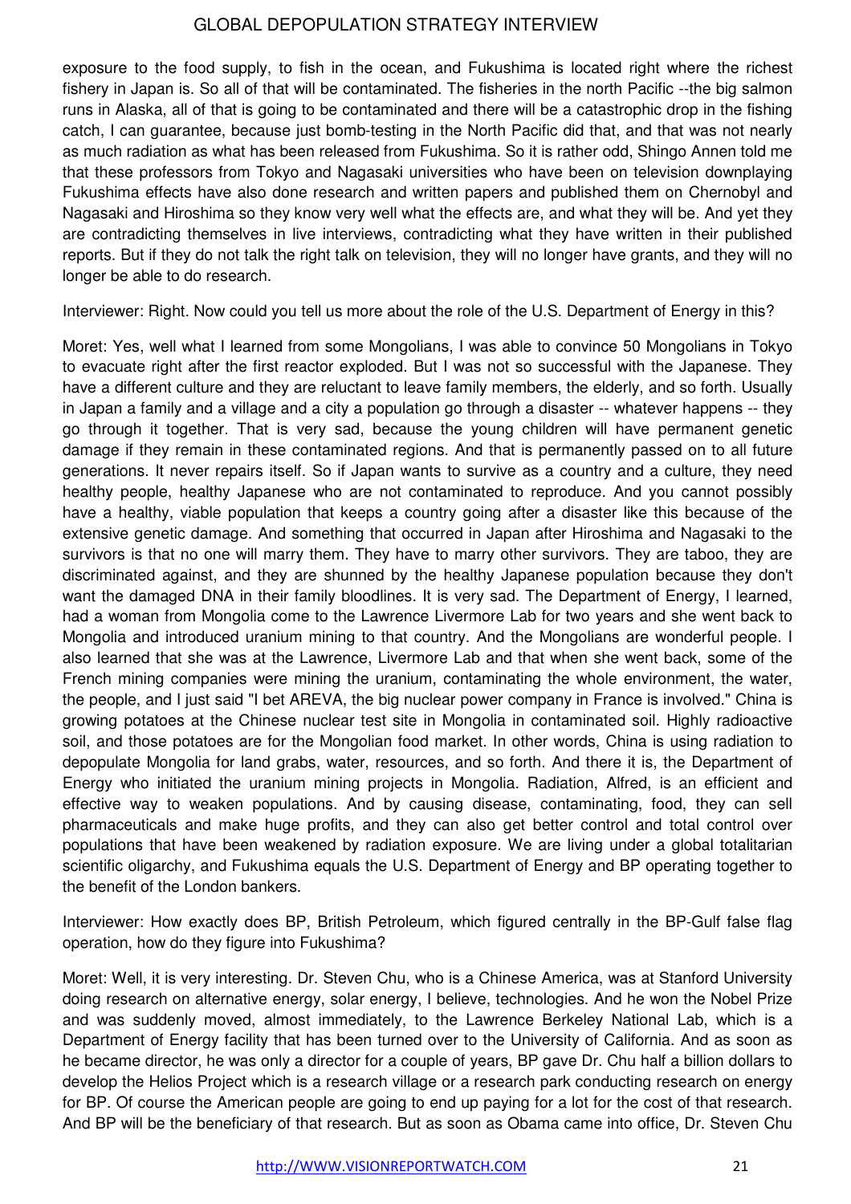exposure to the food supply, to fish in the ocean, and Fukushima is located right where the richest fishery in Japan is. So all of that will be contaminated. The fisheries in the north Pacific --the big salmon runs in Alaska, all of that is going to be contaminated and there will be a catastrophic drop in the fishing catch, I can guarantee, because just bomb-testing in the North Pacific did that, and that was not nearly as much radiation as what has been released from Fukushima. So it is rather odd, Shingo Annen told me that these professors from Tokyo and Nagasaki universities who have been on television downplaying Fukushima effects have also done research and written papers and published them on Chernobyl and Nagasaki and Hiroshima so they know very well what the effects are, and what they will be. And yet they are contradicting themselves in live interviews, contradicting what they have written in their published reports. But if they do not talk the right talk on television, they will no longer have grants, and they will no longer be able to do research.

Interviewer: Right. Now could you tell us more about the role of the U.S. Department of Energy in this?

Moret: Yes, well what I learned from some Mongolians, I was able to convince 50 Mongolians in Tokyo to evacuate right after the first reactor exploded. But I was not so successful with the Japanese. They have a different culture and they are reluctant to leave family members, the elderly, and so forth. Usually in Japan a family and a village and a city a population go through a disaster -- whatever happens -- they go through it together. That is very sad, because the young children will have permanent genetic damage if they remain in these contaminated regions. And that is permanently passed on to all future generations. It never repairs itself. So if Japan wants to survive as a country and a culture, they need healthy people, healthy Japanese who are not contaminated to reproduce. And you cannot possibly have a healthy, viable population that keeps a country going after a disaster like this because of the extensive genetic damage. And something that occurred in Japan after Hiroshima and Nagasaki to the survivors is that no one will marry them. They have to marry other survivors. They are taboo, they are discriminated against, and they are shunned by the healthy Japanese population because they don't want the damaged DNA in their family bloodlines. It is very sad. The Department of Energy, I learned, had a woman from Mongolia come to the Lawrence Livermore Lab for two years and she went back to Mongolia and introduced uranium mining to that country. And the Mongolians are wonderful people. I also learned that she was at the Lawrence, Livermore Lab and that when she went back, some of the French mining companies were mining the uranium, contaminating the whole environment, the water, the people, and I just said "I bet AREVA, the big nuclear power company in France is involved." China is growing potatoes at the Chinese nuclear test site in Mongolia in contaminated soil. Highly radioactive soil, and those potatoes are for the Mongolian food market. In other words, China is using radiation to depopulate Mongolia for land grabs, water, resources, and so forth. And there it is, the Department of Energy who initiated the uranium mining projects in Mongolia. Radiation, Alfred, is an efficient and effective way to weaken populations. And by causing disease, contaminating, food, they can sell pharmaceuticals and make huge profits, and they can also get better control and total control over populations that have been weakened by radiation exposure. We are living under a global totalitarian scientific oligarchy, and Fukushima equals the U.S. Department of Energy and BP operating together to the benefit of the London bankers.

Interviewer: How exactly does BP, British Petroleum, which figured centrally in the BP-Gulf false flag operation, how do they figure into Fukushima?

Moret: Well, it is very interesting. Dr. Steven Chu, who is a Chinese America, was at Stanford University doing research on alternative energy, solar energy, I believe, technologies. And he won the Nobel Prize and was suddenly moved, almost immediately, to the Lawrence Berkeley National Lab, which is a Department of Energy facility that has been turned over to the University of California. And as soon as he became director, he was only a director for a couple of years, BP gave Dr. Chu half a billion dollars to develop the Helios Project which is a research village or a research park conducting research on energy for BP. Of course the American people are going to end up paying for a lot for the cost of that research. And BP will be the beneficiary of that research. But as soon as Obama came into office, Dr. Steven Chu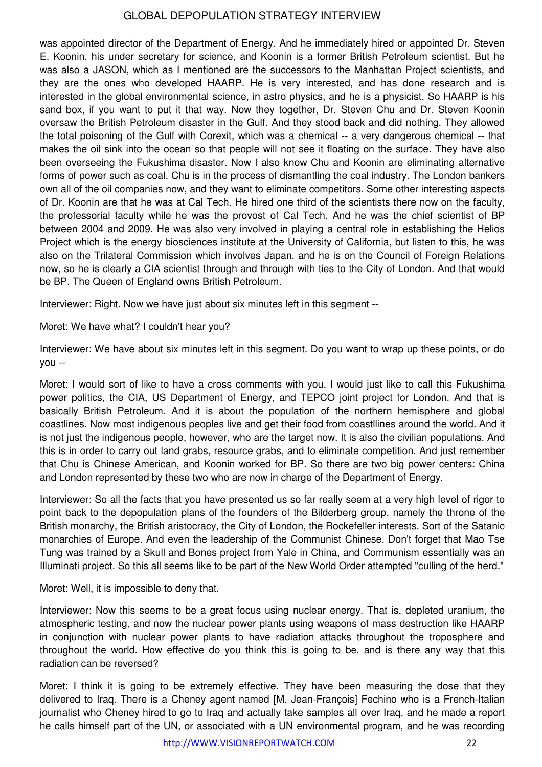was appointed director of the Department of Energy. And he immediately hired or appointed Dr. Steven E. Koonin, his under secretary for science, and Koonin is a former British Petroleum scientist. But he was also a JASON, which as I mentioned are the successors to the Manhattan Project scientists, and they are the ones who developed HAARP. He is very interested, and has done research and is interested in the global environmental science, in astro physics, and he is a physicist. So HAARP is his sand box, if you want to put it that way. Now they together, Dr. Steven Chu and Dr. Steven Koonin oversaw the British Petroleum disaster in the Gulf. And they stood back and did nothing. They allowed the total poisoning of the Gulf with Corexit, which was a chemical -- a very dangerous chemical -- that makes the oil sink into the ocean so that people will not see it floating on the surface. They have also been overseeing the Fukushima disaster. Now I also know Chu and Koonin are eliminating alternative forms of power such as coal. Chu is in the process of dismantling the coal industry. The London bankers own all of the oil companies now, and they want to eliminate competitors. Some other interesting aspects of Dr. Koonin are that he was at Cal Tech. He hired one third of the scientists there now on the faculty, the professorial faculty while he was the provost of Cal Tech. And he was the chief scientist of BP between 2004 and 2009. He was also very involved in playing a central role in establishing the Helios Project which is the energy biosciences institute at the University of California, but listen to this, he was also on the Trilateral Commission which involves Japan, and he is on the Council of Foreign Relations now, so he is clearly a CIA scientist through and through with ties to the City of London. And that would be BP. The Queen of England owns British Petroleum.

Interviewer: Right. Now we have just about six minutes left in this segment --

Moret: We have what? I couldn't hear you?

Interviewer: We have about six minutes left in this segment. Do you want to wrap up these points, or do you --

Moret: I would sort of like to have a cross comments with you. I would just like to call this Fukushima power politics, the CIA, US Department of Energy, and TEPCO joint project for London. And that is basically British Petroleum. And it is about the population of the northern hemisphere and global coastlines. Now most indigenous peoples live and get their food from coastllines around the world. And it is not just the indigenous people, however, who are the target now. It is also the civilian populations. And this is in order to carry out land grabs, resource grabs, and to eliminate competition. And just remember that Chu is Chinese American, and Koonin worked for BP. So there are two big power centers: China and London represented by these two who are now in charge of the Department of Energy.

Interviewer: So all the facts that you have presented us so far really seem at a very high level of rigor to point back to the depopulation plans of the founders of the Bilderberg group, namely the throne of the British monarchy, the British aristocracy, the City of London, the Rockefeller interests. Sort of the Satanic monarchies of Europe. And even the leadership of the Communist Chinese. Don't forget that Mao Tse Tung was trained by a Skull and Bones project from Yale in China, and Communism essentially was an Illuminati project. So this all seems like to be part of the New World Order attempted "culling of the herd."

Moret: Well, it is impossible to deny that.

Interviewer: Now this seems to be a great focus using nuclear energy. That is, depleted uranium, the atmospheric testing, and now the nuclear power plants using weapons of mass destruction like HAARP in conjunction with nuclear power plants to have radiation attacks throughout the troposphere and throughout the world. How effective do you think this is going to be, and is there any way that this radiation can be reversed?

Moret: I think it is going to be extremely effective. They have been measuring the dose that they delivered to Iraq. There is a Cheney agent named [M. Jean-François] Fechino who is a French-Italian journalist who Cheney hired to go to Iraq and actually take samples all over Iraq, and he made a report he calls himself part of the UN, or associated with a UN environmental program, and he was recording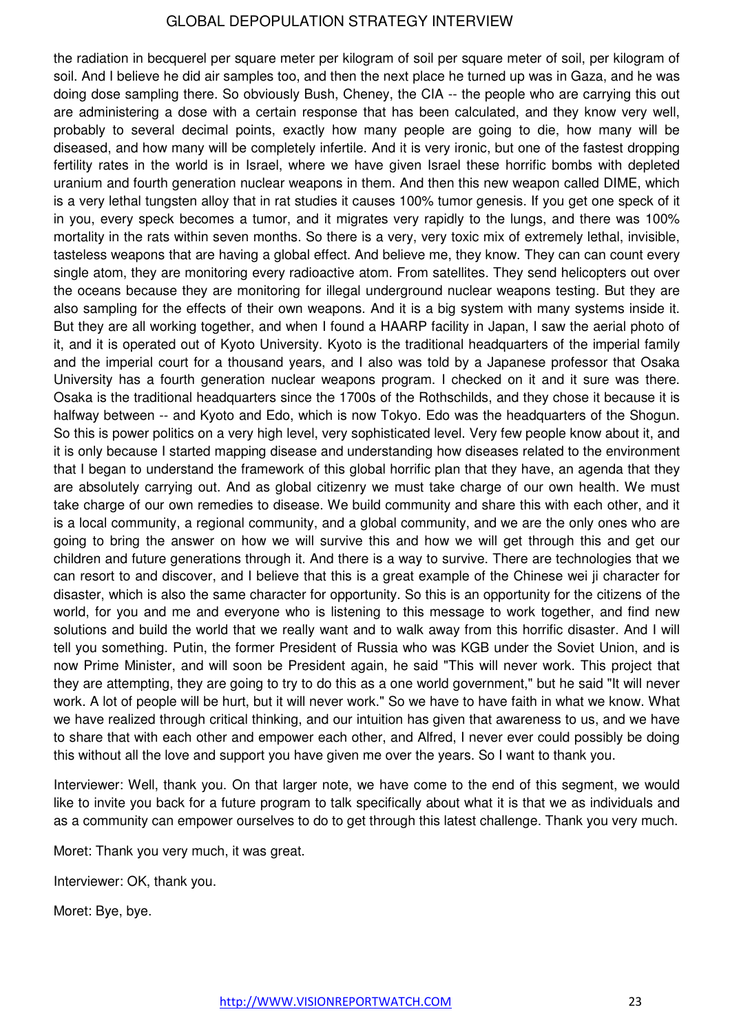the radiation in becquerel per square meter per kilogram of soil per square meter of soil, per kilogram of soil. And I believe he did air samples too, and then the next place he turned up was in Gaza, and he was doing dose sampling there. So obviously Bush, Cheney, the CIA -- the people who are carrying this out are administering a dose with a certain response that has been calculated, and they know very well, probably to several decimal points, exactly how many people are going to die, how many will be diseased, and how many will be completely infertile. And it is very ironic, but one of the fastest dropping fertility rates in the world is in Israel, where we have given Israel these horrific bombs with depleted uranium and fourth generation nuclear weapons in them. And then this new weapon called DIME, which is a very lethal tungsten alloy that in rat studies it causes 100% tumor genesis. If you get one speck of it in you, every speck becomes a tumor, and it migrates very rapidly to the lungs, and there was 100% mortality in the rats within seven months. So there is a very, very toxic mix of extremely lethal, invisible, tasteless weapons that are having a global effect. And believe me, they know. They can can count every single atom, they are monitoring every radioactive atom. From satellites. They send helicopters out over the oceans because they are monitoring for illegal underground nuclear weapons testing. But they are also sampling for the effects of their own weapons. And it is a big system with many systems inside it. But they are all working together, and when I found a HAARP facility in Japan, I saw the aerial photo of it, and it is operated out of Kyoto University. Kyoto is the traditional headquarters of the imperial family and the imperial court for a thousand years, and I also was told by a Japanese professor that Osaka University has a fourth generation nuclear weapons program. I checked on it and it sure was there. Osaka is the traditional headquarters since the 1700s of the Rothschilds, and they chose it because it is halfway between -- and Kyoto and Edo, which is now Tokyo. Edo was the headquarters of the Shogun. So this is power politics on a very high level, very sophisticated level. Very few people know about it, and it is only because I started mapping disease and understanding how diseases related to the environment that I began to understand the framework of this global horrific plan that they have, an agenda that they are absolutely carrying out. And as global citizenry we must take charge of our own health. We must take charge of our own remedies to disease. We build community and share this with each other, and it is a local community, a regional community, and a global community, and we are the only ones who are going to bring the answer on how we will survive this and how we will get through this and get our children and future generations through it. And there is a way to survive. There are technologies that we can resort to and discover, and I believe that this is a great example of the Chinese wei ji character for disaster, which is also the same character for opportunity. So this is an opportunity for the citizens of the world, for you and me and everyone who is listening to this message to work together, and find new solutions and build the world that we really want and to walk away from this horrific disaster. And I will tell you something. Putin, the former President of Russia who was KGB under the Soviet Union, and is now Prime Minister, and will soon be President again, he said "This will never work. This project that they are attempting, they are going to try to do this as a one world government," but he said "It will never work. A lot of people will be hurt, but it will never work." So we have to have faith in what we know. What we have realized through critical thinking, and our intuition has given that awareness to us, and we have to share that with each other and empower each other, and Alfred, I never ever could possibly be doing this without all the love and support you have given me over the years. So I want to thank you.

Interviewer: Well, thank you. On that larger note, we have come to the end of this segment, we would like to invite you back for a future program to talk specifically about what it is that we as individuals and as a community can empower ourselves to do to get through this latest challenge. Thank you very much.

Moret: Thank you very much, it was great.

Interviewer: OK, thank you.

Moret: Bye, bye.